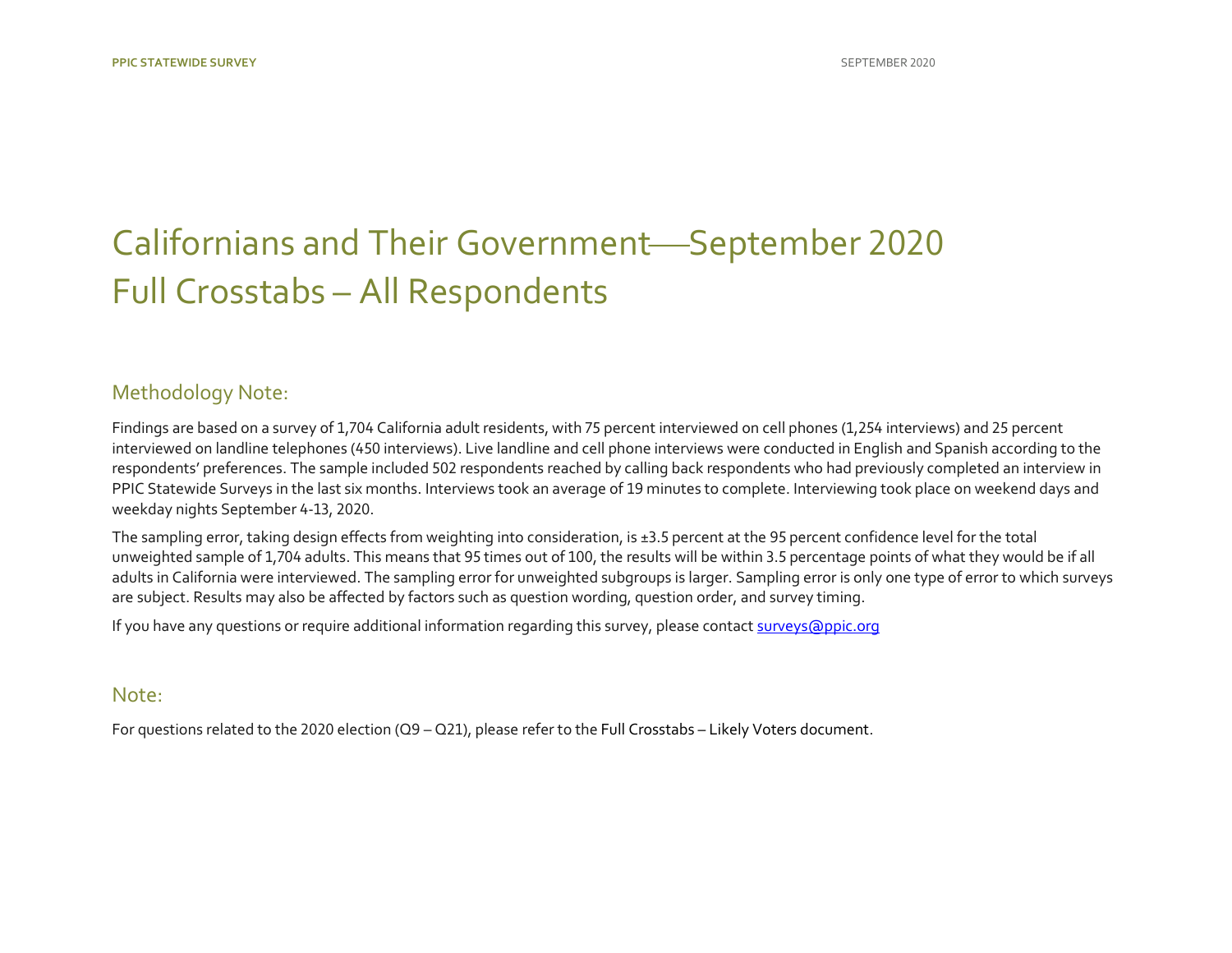# Californians and Their Government—September 2020
# Full Crosstabs – All Respondents

## Methodology Note:

Findings are based on a survey of 1,704 California adult residents, with 75 percent interviewed on cell phones (1,254 interviews) and 25 percent interviewed on landline telephones (450 interviews). Live landline and cell phone interviews were conducted in English and Spanish according to the respondents' preferences. The sample included 502 respondents reached by calling back respondents who had previously completed an interview in PPIC Statewide Surveys in the last six months. Interviews took an average of 19 minutes to complete. Interviewing took place on weekend days and weekday nights September 4-13, 2020.

The sampling error, taking design effects from weighting into consideration, is ±3.5 percent at the 95 percent confidence level for the total unweighted sample of 1,704 adults. This means that 95 times out of 100, the results will be within 3.5 percentage points of what they would be if all adults in California were interviewed. The sampling error for unweighted subgroups is larger. Sampling error is only one type of error to which surveys are subject. Results may also be affected by factors such as question wording, question order, and survey timing.

If you have any questions or require additional information regarding this survey, please contact surveys@ppic.org

## Note:

For questions related to the 2020 election (Q9 – Q21), please refer to the Full Crosstabs – Likely Voters document.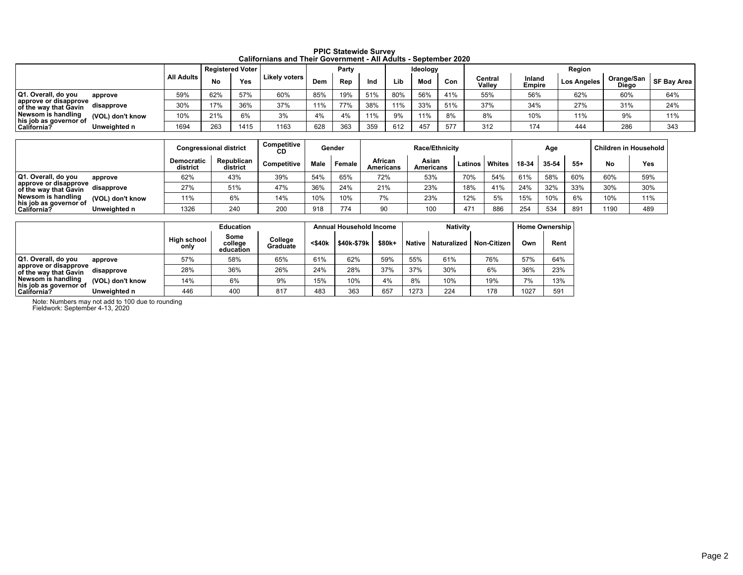**PPIC Statewide Survey**
**Californians and Their Government - All Adults - September 2020**

| | | All Adults | Registered Voter | | Likely voters | Party | | | Ideology | | | Region | | | | |
|---|---|---|---|---|---|---|---|---|---|---|---|---|---|---|---|---|
| | | | No | Yes | | Dem | Rep | Ind | Lib | Mod | Con | Central Valley | Inland Empire | Los Angeles | Orange/San Diego | SF Bay Area |
| Q1. Overall, do you approve or disapprove of the way that Gavin Newsom is handling his job as governor of California? | approve | 59% | 62% | 57% | 60% | 85% | 19% | 51% | 80% | 56% | 41% | 55% | 56% | 62% | 60% | 64% |
| | disapprove | 30% | 17% | 36% | 37% | 11% | 77% | 38% | 11% | 33% | 51% | 37% | 34% | 27% | 31% | 24% |
| | (VOL) don't know | 10% | 21% | 6% | 3% | 4% | 4% | 11% | 9% | 11% | 8% | 8% | 10% | 11% | 9% | 11% |
| | Unweighted n | 1694 | 263 | 1415 | 1163 | 628 | 363 | 359 | 612 | 457 | 577 | 312 | 174 | 444 | 286 | 343 |

| | | Congressional district | | Competitive CD | Gender | | Race/Ethnicity | | | | Age | | | Children in Household | |
|---|---|---|---|---|---|---|---|---|---|---|---|---|---|---|---|
| | | Democratic district | Republican district | Competitive | Male | Female | African Americans | Asian Americans | Latinos | Whites | 18-34 | 35-54 | 55+ | No | Yes |
| Q1. Overall, do you approve or disapprove of the way that Gavin Newsom is handling his job as governor of California? | approve | 62% | 43% | 39% | 54% | 65% | 72% | 53% | 70% | 54% | 61% | 58% | 60% | 60% | 59% |
| | disapprove | 27% | 51% | 47% | 36% | 24% | 21% | 23% | 18% | 41% | 24% | 32% | 33% | 30% | 30% |
| | (VOL) don't know | 11% | 6% | 14% | 10% | 10% | 7% | 23% | 12% | 5% | 15% | 10% | 6% | 10% | 11% |
| | Unweighted n | 1326 | 240 | 200 | 918 | 774 | 90 | 100 | 471 | 886 | 254 | 534 | 891 | 1190 | 489 |

| | | Education | | | Annual Household Income | | | Nativity | | | Home Ownership | |
|---|---|---|---|---|---|---|---|---|---|---|---|---|
| | | High school only | Some college education | College Graduate | <$40k | $40k-$79k | $80k+ | Native | Naturalized | Non-Citizen | Own | Rent |
| Q1. Overall, do you approve or disapprove of the way that Gavin Newsom is handling his job as governor of California? | approve | 57% | 58% | 65% | 61% | 62% | 59% | 55% | 61% | 76% | 57% | 64% |
| | disapprove | 28% | 36% | 26% | 24% | 28% | 37% | 37% | 30% | 6% | 36% | 23% |
| | (VOL) don't know | 14% | 6% | 9% | 15% | 10% | 4% | 8% | 10% | 19% | 7% | 13% |
| | Unweighted n | 446 | 400 | 817 | 483 | 363 | 657 | 1273 | 224 | 178 | 1027 | 591 |

Note: Numbers may not add to 100 due to rounding
Fieldwork: September 4-13, 2020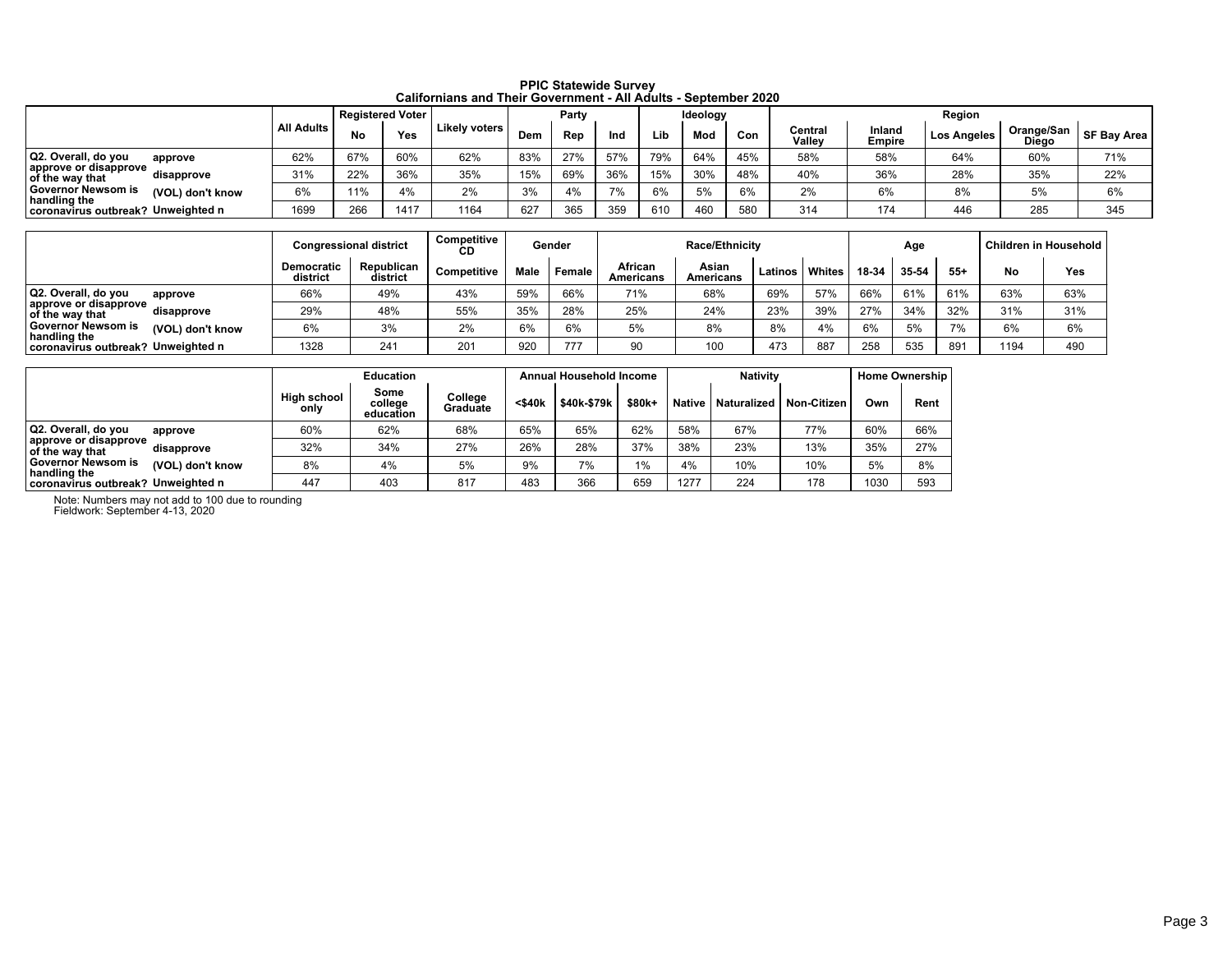**PPIC Statewide Survey**
**Californians and Their Government - All Adults - September 2020**

| | | All Adults | Registered Voter | | Likely voters | Party | | | Ideology | | | Region | | | | |
|---|---|---|---|---|---|---|---|---|---|---|---|---|---|---|---|---|
| | | | No | Yes | | Dem | Rep | Ind | Lib | Mod | Con | Central Valley | Inland Empire | Los Angeles | Orange/San Diego | SF Bay Area |
| Q2. Overall, do you approve or disapprove of the way that Governor Newsom is handling the coronavirus outbreak? | approve | 62% | 67% | 60% | 62% | 83% | 27% | 57% | 79% | 64% | 45% | 58% | 58% | 64% | 60% | 71% |
| | disapprove | 31% | 22% | 36% | 35% | 15% | 69% | 36% | 15% | 30% | 48% | 40% | 36% | 28% | 35% | 22% |
| | (VOL) don't know | 6% | 11% | 4% | 2% | 3% | 4% | 7% | 6% | 5% | 6% | 2% | 6% | 8% | 5% | 6% |
| | Unweighted n | 1699 | 266 | 1417 | 1164 | 627 | 365 | 359 | 610 | 460 | 580 | 314 | 174 | 446 | 285 | 345 |

| | | Congressional district | | Competitive CD | Gender | | Race/Ethnicity | | | | Age | | | Children in Household | |
|---|---|---|---|---|---|---|---|---|---|---|---|---|---|---|---|
| | | Democratic district | Republican district | Competitive | Male | Female | African Americans | Asian Americans | Latinos | Whites | 18-34 | 35-54 | 55+ | No | Yes |
| Q2. Overall, do you approve or disapprove of the way that Governor Newsom is handling the coronavirus outbreak? | approve | 66% | 49% | 43% | 59% | 66% | 71% | 68% | 69% | 57% | 66% | 61% | 61% | 63% | 63% |
| | disapprove | 29% | 48% | 55% | 35% | 28% | 25% | 24% | 23% | 39% | 27% | 34% | 32% | 31% | 31% |
| | (VOL) don't know | 6% | 3% | 2% | 6% | 6% | 5% | 8% | 8% | 4% | 6% | 5% | 7% | 6% | 6% |
| | Unweighted n | 1328 | 241 | 201 | 920 | 777 | 90 | 100 | 473 | 887 | 258 | 535 | 891 | 1194 | 490 |

| | | Education | | | Annual Household Income | | | Nativity | | | Home Ownership | |
|---|---|---|---|---|---|---|---|---|---|---|---|---|
| | | High school only | Some college education | College Graduate | <$40k | $40k-$79k | $80k+ | Native | Naturalized | Non-Citizen | Own | Rent |
| Q2. Overall, do you approve or disapprove of the way that Governor Newsom is handling the coronavirus outbreak? | approve | 60% | 62% | 68% | 65% | 65% | 62% | 58% | 67% | 77% | 60% | 66% |
| | disapprove | 32% | 34% | 27% | 26% | 28% | 37% | 38% | 23% | 13% | 35% | 27% |
| | (VOL) don't know | 8% | 4% | 5% | 9% | 7% | 1% | 4% | 10% | 10% | 5% | 8% |
| | Unweighted n | 447 | 403 | 817 | 483 | 366 | 659 | 1277 | 224 | 178 | 1030 | 593 |

Note: Numbers may not add to 100 due to rounding
Fieldwork: September 4-13, 2020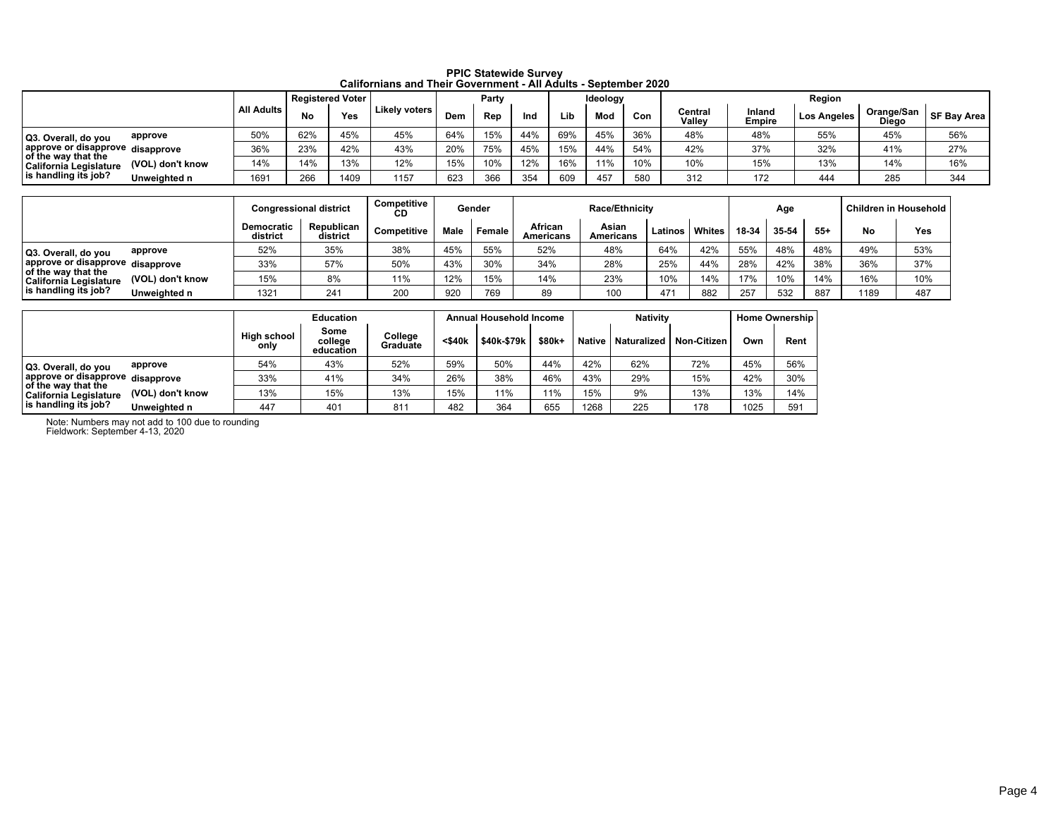**PPIC Statewide Survey**
**Californians and Their Government - All Adults - September 2020**

| | | All Adults | Registered Voter | | Likely voters | Party | | | Ideology | | | Region | | | | |
|---|---|---|---|---|---|---|---|---|---|---|---|---|---|---|---|---|
| | | | No | Yes | | Dem | Rep | Ind | Lib | Mod | Con | Central Valley | Inland Empire | Los Angeles | Orange/San Diego | SF Bay Area |
| Q3. Overall, do you approve or disapprove of the way that the California Legislature is handling its job? | approve | 50% | 62% | 45% | 45% | 64% | 15% | 44% | 69% | 45% | 36% | 48% | 48% | 55% | 45% | 56% |
| | disapprove | 36% | 23% | 42% | 43% | 20% | 75% | 45% | 15% | 44% | 54% | 42% | 37% | 32% | 41% | 27% |
| | (VOL) don't know | 14% | 14% | 13% | 12% | 15% | 10% | 12% | 16% | 11% | 10% | 10% | 15% | 13% | 14% | 16% |
| | Unweighted n | 1691 | 266 | 1409 | 1157 | 623 | 366 | 354 | 609 | 457 | 580 | 312 | 172 | 444 | 285 | 344 |

| | | Congressional district | | Competitive CD | Gender | | Race/Ethnicity | | | | Age | | | Children in Household | |
|---|---|---|---|---|---|---|---|---|---|---|---|---|---|---|---|
| | | Democratic district | Republican district | Competitive | Male | Female | African Americans | Asian Americans | Latinos | Whites | 18-34 | 35-54 | 55+ | No | Yes |
| Q3. Overall, do you approve or disapprove of the way that the California Legislature is handling its job? | approve | 52% | 35% | 38% | 45% | 55% | 52% | 48% | 64% | 42% | 55% | 48% | 48% | 49% | 53% |
| | disapprove | 33% | 57% | 50% | 43% | 30% | 34% | 28% | 25% | 44% | 28% | 42% | 38% | 36% | 37% |
| | (VOL) don't know | 15% | 8% | 11% | 12% | 15% | 14% | 23% | 10% | 14% | 17% | 10% | 14% | 16% | 10% |
| | Unweighted n | 1321 | 241 | 200 | 920 | 769 | 89 | 100 | 471 | 882 | 257 | 532 | 887 | 1189 | 487 |

| | | Education | | | Annual Household Income | | | Nativity | | | Home Ownership | |
|---|---|---|---|---|---|---|---|---|---|---|---|---|
| | | High school only | Some college education | College Graduate | <$40k | $40k-$79k | $80k+ | Native | Naturalized | Non-Citizen | Own | Rent |
| Q3. Overall, do you approve or disapprove of the way that the California Legislature is handling its job? | approve | 54% | 43% | 52% | 59% | 50% | 44% | 42% | 62% | 72% | 45% | 56% |
| | disapprove | 33% | 41% | 34% | 26% | 38% | 46% | 43% | 29% | 15% | 42% | 30% |
| | (VOL) don't know | 13% | 15% | 13% | 15% | 11% | 11% | 15% | 9% | 13% | 13% | 14% |
| | Unweighted n | 447 | 401 | 811 | 482 | 364 | 655 | 1268 | 225 | 178 | 1025 | 591 |

Note: Numbers may not add to 100 due to rounding
Fieldwork: September 4-13, 2020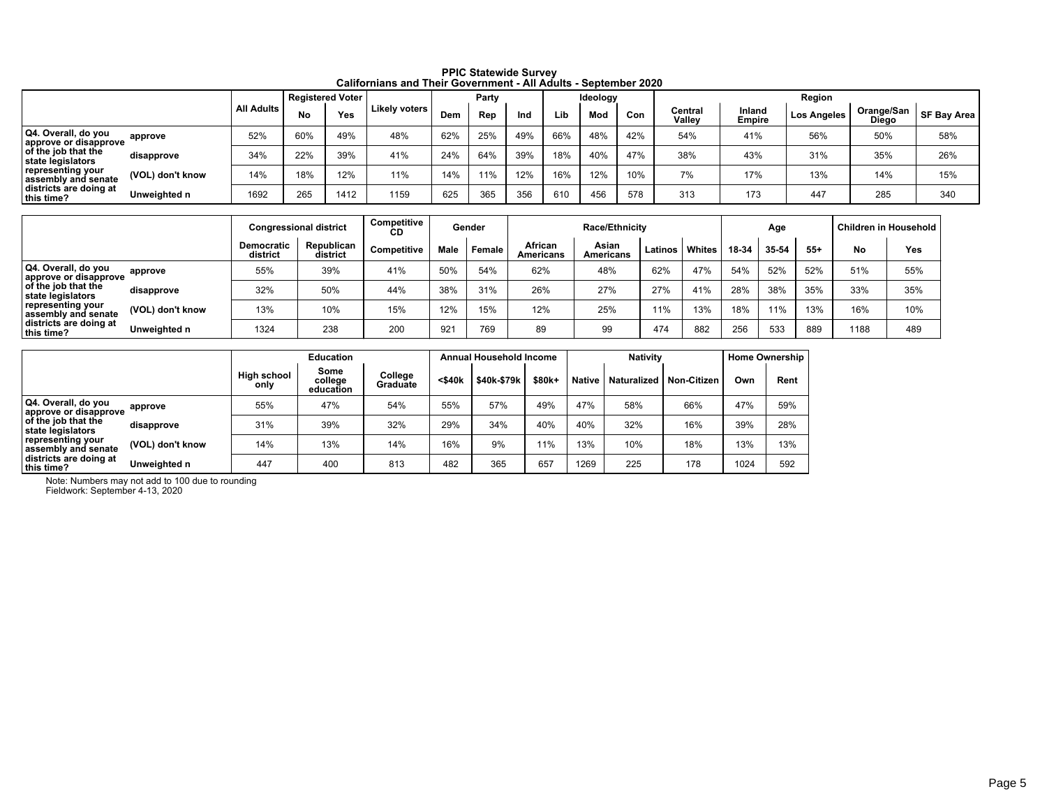# PPIC Statewide Survey
## Californians and Their Government - All Adults - September 2020

| | | All Adults | Registered Voter | | Likely voters | Party | | | Ideology | | | Region | | | | |
|---|---|---|---|---|---|---|---|---|---|---|---|---|---|---|---|---|
| | | | No | Yes | | Dem | Rep | Ind | Lib | Mod | Con | Central Valley | Inland Empire | Los Angeles | Orange/San Diego | SF Bay Area |
| Q4. Overall, do you approve or disapprove of the job that the state legislators representing your assembly and senate districts are doing at this time? | approve | 52% | 60% | 49% | 48% | 62% | 25% | 49% | 66% | 48% | 42% | 54% | 41% | 56% | 50% | 58% |
| | disapprove | 34% | 22% | 39% | 41% | 24% | 64% | 39% | 18% | 40% | 47% | 38% | 43% | 31% | 35% | 26% |
| | (VOL) don't know | 14% | 18% | 12% | 11% | 14% | 11% | 12% | 16% | 12% | 10% | 7% | 17% | 13% | 14% | 15% |
| | Unweighted n | 1692 | 265 | 1412 | 1159 | 625 | 365 | 356 | 610 | 456 | 578 | 313 | 173 | 447 | 285 | 340 |

| | | Congressional district | | Competitive CD | Gender | | Race/Ethnicity | | | | Age | | | Children in Household | |
|---|---|---|---|---|---|---|---|---|---|---|---|---|---|---|---|
| | | Democratic district | Republican district | Competitive | Male | Female | African Americans | Asian Americans | Latinos | Whites | 18-34 | 35-54 | 55+ | No | Yes |
| Q4. Overall, do you approve or disapprove of the job that the state legislators representing your assembly and senate districts are doing at this time? | approve | 55% | 39% | 41% | 50% | 54% | 62% | 48% | 62% | 47% | 54% | 52% | 52% | 51% | 55% |
| | disapprove | 32% | 50% | 44% | 38% | 31% | 26% | 27% | 27% | 41% | 28% | 38% | 35% | 33% | 35% |
| | (VOL) don't know | 13% | 10% | 15% | 12% | 15% | 12% | 25% | 11% | 13% | 18% | 11% | 13% | 16% | 10% |
| | Unweighted n | 1324 | 238 | 200 | 921 | 769 | 89 | 99 | 474 | 882 | 256 | 533 | 889 | 1188 | 489 |

| | | Education | | | Annual Household Income | | | Nativity | | | Home Ownership | |
|---|---|---|---|---|---|---|---|---|---|---|---|---|
| | | High school only | Some college education | College Graduate | <$40k | $40k-$79k | $80k+ | Native | Naturalized | Non-Citizen | Own | Rent |
| Q4. Overall, do you approve or disapprove of the job that the state legislators representing your assembly and senate districts are doing at this time? | approve | 55% | 47% | 54% | 55% | 57% | 49% | 47% | 58% | 66% | 47% | 59% |
| | disapprove | 31% | 39% | 32% | 29% | 34% | 40% | 40% | 32% | 16% | 39% | 28% |
| | (VOL) don't know | 14% | 13% | 14% | 16% | 9% | 11% | 13% | 10% | 18% | 13% | 13% |
| | Unweighted n | 447 | 400 | 813 | 482 | 365 | 657 | 1269 | 225 | 178 | 1024 | 592 |

Note: Numbers may not add to 100 due to rounding
Fieldwork: September 4-13, 2020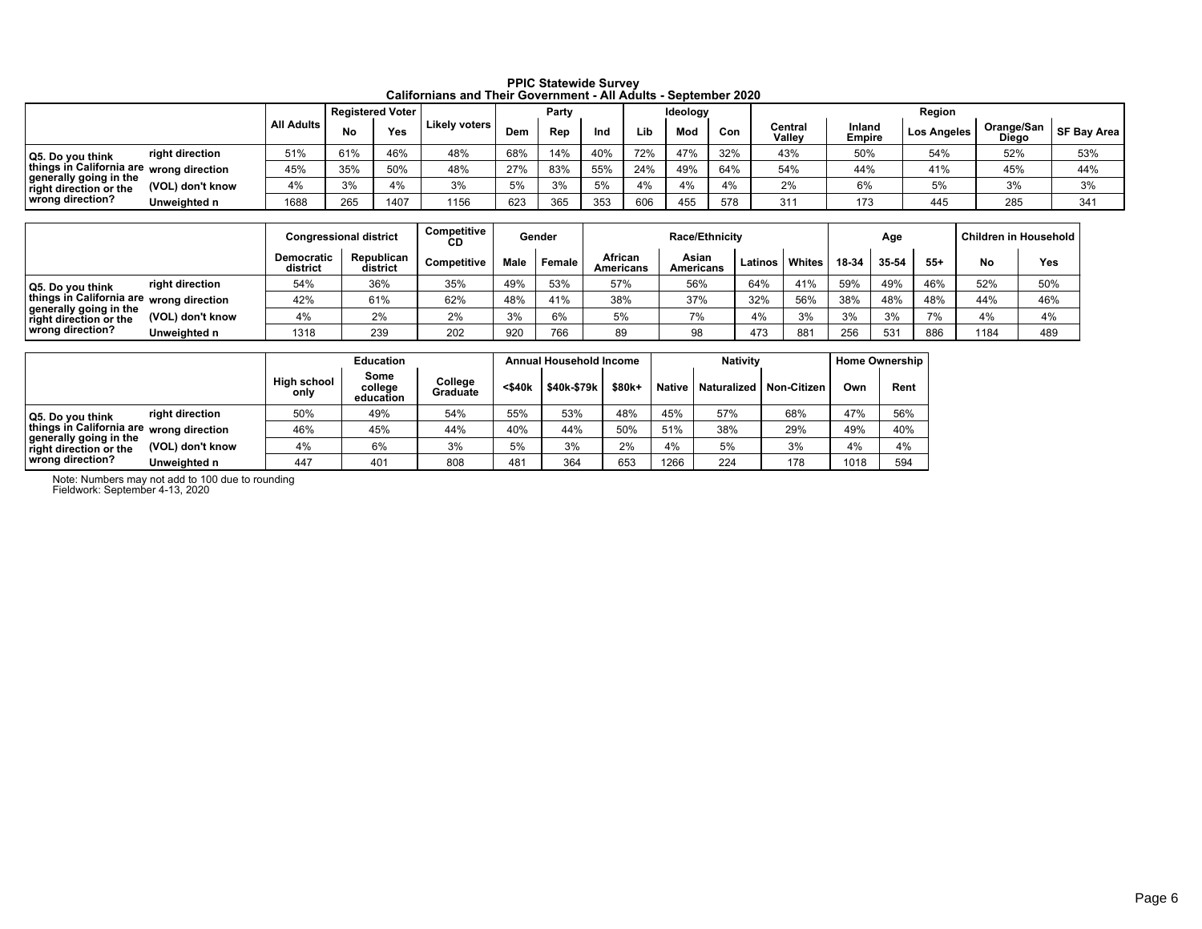# PPIC Statewide Survey
## Californians and Their Government - All Adults - September 2020

| | | All Adults | Registered Voter | | Likely voters | Party | | | Ideology | | | Region | | | | |
|---|---|---|---|---|---|---|---|---|---|---|---|---|---|---|---|---|
| | | | No | Yes | | Dem | Rep | Ind | Lib | Mod | Con | Central Valley | Inland Empire | Los Angeles | Orange/San Diego | SF Bay Area |
| Q5. Do you think things in California are generally going in the right direction or the wrong direction? | right direction | 51% | 61% | 46% | 48% | 68% | 14% | 40% | 72% | 47% | 32% | 43% | 50% | 54% | 52% | 53% |
| | wrong direction | 45% | 35% | 50% | 48% | 27% | 83% | 55% | 24% | 49% | 64% | 54% | 44% | 41% | 45% | 44% |
| | (VOL) don't know | 4% | 3% | 4% | 3% | 5% | 3% | 5% | 4% | 4% | 4% | 2% | 6% | 5% | 3% | 3% |
| | Unweighted n | 1688 | 265 | 1407 | 1156 | 623 | 365 | 353 | 606 | 455 | 578 | 311 | 173 | 445 | 285 | 341 |

| | | Congressional district | | Competitive CD | Gender | | Race/Ethnicity | | | | Age | | | Children in Household | |
|---|---|---|---|---|---|---|---|---|---|---|---|---|---|---|---|
| | | Democratic district | Republican district | Competitive | Male | Female | African Americans | Asian Americans | Latinos | Whites | 18-34 | 35-54 | 55+ | No | Yes |
| Q5. Do you think things in California are generally going in the right direction or the wrong direction? | right direction | 54% | 36% | 35% | 49% | 53% | 57% | 56% | 64% | 41% | 59% | 49% | 46% | 52% | 50% |
| | wrong direction | 42% | 61% | 62% | 48% | 41% | 38% | 37% | 32% | 56% | 38% | 48% | 48% | 44% | 46% |
| | (VOL) don't know | 4% | 2% | 2% | 3% | 6% | 5% | 7% | 4% | 3% | 3% | 3% | 7% | 4% | 4% |
| | Unweighted n | 1318 | 239 | 202 | 920 | 766 | 89 | 98 | 473 | 881 | 256 | 531 | 886 | 1184 | 489 |

| | | Education | | | Annual Household Income | | | Nativity | | | Home Ownership | |
|---|---|---|---|---|---|---|---|---|---|---|---|---|
| | | High school only | Some college education | College Graduate | <$40k | $40k-$79k | $80k+ | Native | Naturalized | Non-Citizen | Own | Rent |
| Q5. Do you think things in California are generally going in the right direction or the wrong direction? | right direction | 50% | 49% | 54% | 55% | 53% | 48% | 45% | 57% | 68% | 47% | 56% |
| | wrong direction | 46% | 45% | 44% | 40% | 44% | 50% | 51% | 38% | 29% | 49% | 40% |
| | (VOL) don't know | 4% | 6% | 3% | 5% | 3% | 2% | 4% | 5% | 3% | 4% | 4% |
| | Unweighted n | 447 | 401 | 808 | 481 | 364 | 653 | 1266 | 224 | 178 | 1018 | 594 |

Note: Numbers may not add to 100 due to rounding
Fieldwork: September 4-13, 2020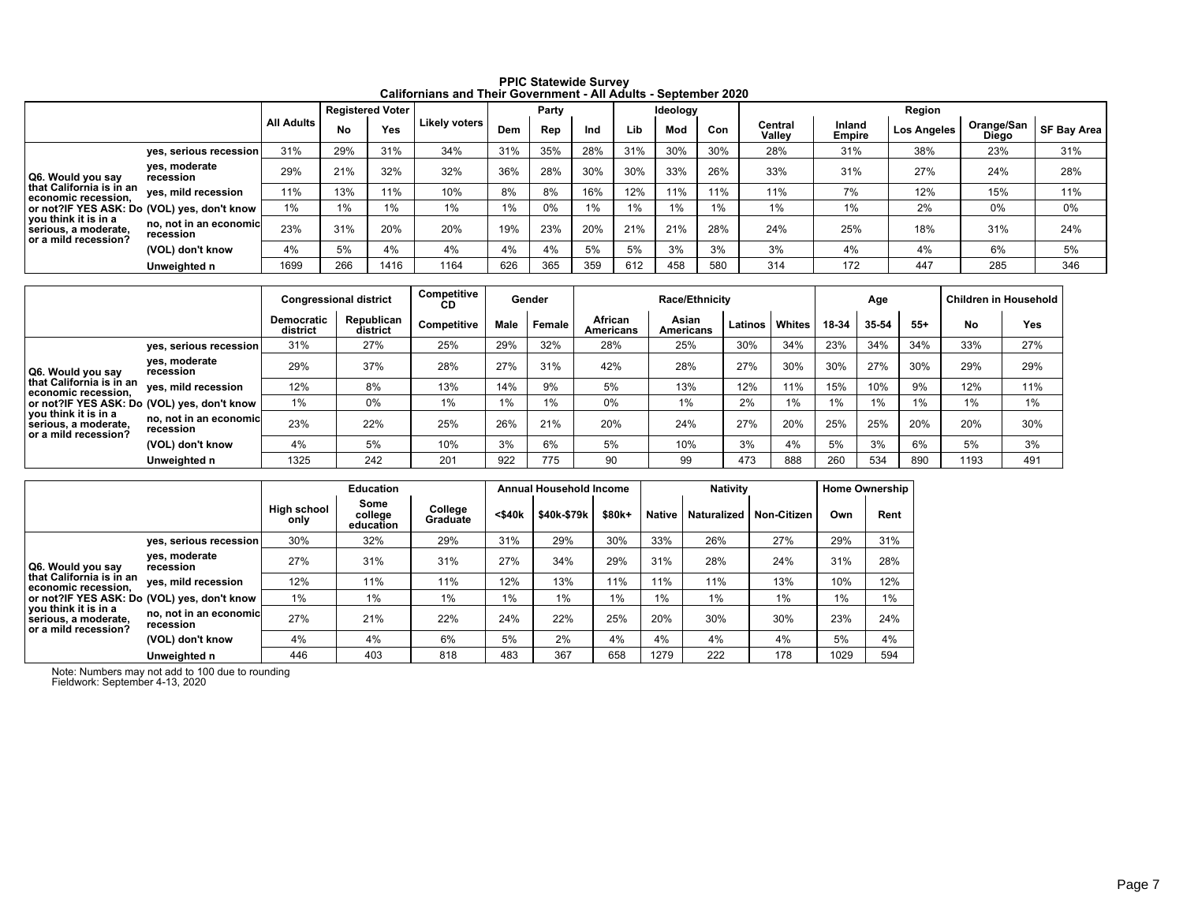# PPIC Statewide Survey
## Californians and Their Government - All Adults - September 2020

| | | All Adults | Registered Voter | | Likely voters | Party | | | Ideology | | | Region | | | | |
|---|---|---|---|---|---|---|---|---|---|---|---|---|---|---|---|---|
| | | | No | Yes | | Dem | Rep | Ind | Lib | Mod | Con | Central Valley | Inland Empire | Los Angeles | Orange/San Diego | SF Bay Area |
| Q6. Would you say that California is in an economic recession, or not?IF YES ASK: Do you think it is in a serious, a moderate, or a mild recession? | yes, serious recession | 31% | 29% | 31% | 34% | 31% | 35% | 28% | 31% | 30% | 30% | 28% | 31% | 38% | 23% | 31% |
| | yes, moderate recession | 29% | 21% | 32% | 32% | 36% | 28% | 30% | 30% | 33% | 26% | 33% | 31% | 27% | 24% | 28% |
| | yes, mild recession | 11% | 13% | 11% | 10% | 8% | 8% | 16% | 12% | 11% | 11% | 11% | 7% | 12% | 15% | 11% |
| | (VOL) yes, don't know | 1% | 1% | 1% | 1% | 1% | 0% | 1% | 1% | 1% | 1% | 1% | 1% | 2% | 0% | 0% |
| | no, not in an economic recession | 23% | 31% | 20% | 20% | 19% | 23% | 20% | 21% | 21% | 28% | 24% | 25% | 18% | 31% | 24% |
| | (VOL) don't know | 4% | 5% | 4% | 4% | 4% | 4% | 5% | 5% | 3% | 3% | 3% | 4% | 4% | 6% | 5% |
| | Unweighted n | 1699 | 266 | 1416 | 1164 | 626 | 365 | 359 | 612 | 458 | 580 | 314 | 172 | 447 | 285 | 346 |

| | | Congressional district | | Competitive CD | Gender | | Race/Ethnicity | | | | Age | | | Children in Household | |
|---|---|---|---|---|---|---|---|---|---|---|---|---|---|---|---|
| | | Democratic district | Republican district | Competitive | Male | Female | African Americans | Asian Americans | Latinos | Whites | 18-34 | 35-54 | 55+ | No | Yes |
| Q6. Would you say that California is in an economic recession, or not?IF YES ASK: Do you think it is in a serious, a moderate, or a mild recession? | yes, serious recession | 31% | 27% | 25% | 29% | 32% | 28% | 25% | 30% | 34% | 23% | 34% | 34% | 33% | 27% |
| | yes, moderate recession | 29% | 37% | 28% | 27% | 31% | 42% | 28% | 27% | 30% | 30% | 27% | 30% | 29% | 29% |
| | yes, mild recession | 12% | 8% | 13% | 14% | 9% | 5% | 13% | 12% | 11% | 15% | 10% | 9% | 12% | 11% |
| | (VOL) yes, don't know | 1% | 0% | 1% | 1% | 1% | 0% | 1% | 2% | 1% | 1% | 1% | 1% | 1% | 1% |
| | no, not in an economic recession | 23% | 22% | 25% | 26% | 21% | 20% | 24% | 27% | 20% | 25% | 25% | 20% | 20% | 30% |
| | (VOL) don't know | 4% | 5% | 10% | 3% | 6% | 5% | 10% | 3% | 4% | 5% | 3% | 6% | 5% | 3% |
| | Unweighted n | 1325 | 242 | 201 | 922 | 775 | 90 | 99 | 473 | 888 | 260 | 534 | 890 | 1193 | 491 |

| | | Education | | | Annual Household Income | | | Nativity | | | Home Ownership | |
|---|---|---|---|---|---|---|---|---|---|---|---|---|
| | | High school only | Some college education | College Graduate | <$40k | $40k-$79k | $80k+ | Native | Naturalized | Non-Citizen | Own | Rent |
| Q6. Would you say that California is in an economic recession, or not?IF YES ASK: Do you think it is in a serious, a moderate, or a mild recession? | yes, serious recession | 30% | 32% | 29% | 31% | 29% | 30% | 33% | 26% | 27% | 29% | 31% |
| | yes, moderate recession | 27% | 31% | 31% | 27% | 34% | 29% | 31% | 28% | 24% | 31% | 28% |
| | yes, mild recession | 12% | 11% | 11% | 12% | 13% | 11% | 11% | 11% | 13% | 10% | 12% |
| | (VOL) yes, don't know | 1% | 1% | 1% | 1% | 1% | 1% | 1% | 1% | 1% | 1% | 1% |
| | no, not in an economic recession | 27% | 21% | 22% | 24% | 22% | 25% | 20% | 30% | 30% | 23% | 24% |
| | (VOL) don't know | 4% | 4% | 6% | 5% | 2% | 4% | 4% | 4% | 4% | 5% | 4% |
| | Unweighted n | 446 | 403 | 818 | 483 | 367 | 658 | 1279 | 222 | 178 | 1029 | 594 |

Note: Numbers may not add to 100 due to rounding
Fieldwork: September 4-13, 2020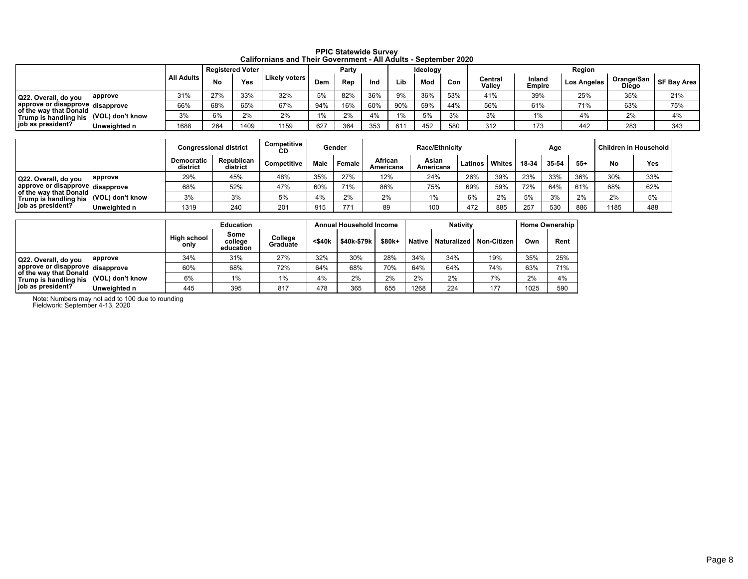**PPIC Statewide Survey**
**Californians and Their Government - All Adults - September 2020**

| | | All Adults | Registered Voter | | Likely voters | Party | | | Ideology | | | Region | | | | |
|---|---|---|---|---|---|---|---|---|---|---|---|---|---|---|---|---|
| | | | No | Yes | | Dem | Rep | Ind | Lib | Mod | Con | Central Valley | Inland Empire | Los Angeles | Orange/San Diego | SF Bay Area |
| Q22. Overall, do you approve or disapprove of the way that Donald Trump is handling his job as president? | approve | 31% | 27% | 33% | 32% | 5% | 82% | 36% | 9% | 36% | 53% | 41% | 39% | 25% | 35% | 21% |
| | disapprove | 66% | 68% | 65% | 67% | 94% | 16% | 60% | 90% | 59% | 44% | 56% | 61% | 71% | 63% | 75% |
| | (VOL) don't know | 3% | 6% | 2% | 2% | 1% | 2% | 4% | 1% | 5% | 3% | 3% | 1% | 4% | 2% | 4% |
| | Unweighted n | 1688 | 264 | 1409 | 1159 | 627 | 364 | 353 | 611 | 452 | 580 | 312 | 173 | 442 | 283 | 343 |

| | | Congressional district | | Competitive CD | Gender | | Race/Ethnicity | | | | Age | | | Children in Household | |
|---|---|---|---|---|---|---|---|---|---|---|---|---|---|---|---|
| | | Democratic district | Republican district | Competitive | Male | Female | African Americans | Asian Americans | Latinos | Whites | 18-34 | 35-54 | 55+ | No | Yes |
| Q22. Overall, do you approve or disapprove of the way that Donald Trump is handling his job as president? | approve | 29% | 45% | 48% | 35% | 27% | 12% | 24% | 26% | 39% | 23% | 33% | 36% | 30% | 33% |
| | disapprove | 68% | 52% | 47% | 60% | 71% | 86% | 75% | 69% | 59% | 72% | 64% | 61% | 68% | 62% |
| | (VOL) don't know | 3% | 3% | 5% | 4% | 2% | 2% | 1% | 6% | 2% | 5% | 3% | 2% | 2% | 5% |
| | Unweighted n | 1319 | 240 | 201 | 915 | 771 | 89 | 100 | 472 | 885 | 257 | 530 | 886 | 1185 | 488 |

| | | Education | | | Annual Household Income | | | Nativity | | | Home Ownership | |
|---|---|---|---|---|---|---|---|---|---|---|---|---|
| | | High school only | Some college education | College Graduate | <$40k | $40k-$79k | $80k+ | Native | Naturalized | Non-Citizen | Own | Rent |
| Q22. Overall, do you approve or disapprove of the way that Donald Trump is handling his job as president? | approve | 34% | 31% | 27% | 32% | 30% | 28% | 34% | 34% | 19% | 35% | 25% |
| | disapprove | 60% | 68% | 72% | 64% | 68% | 70% | 64% | 64% | 74% | 63% | 71% |
| | (VOL) don't know | 6% | 1% | 1% | 4% | 2% | 2% | 2% | 2% | 7% | 2% | 4% |
| | Unweighted n | 445 | 395 | 817 | 478 | 365 | 655 | 1268 | 224 | 177 | 1025 | 590 |

Note: Numbers may not add to 100 due to rounding
Fieldwork: September 4-13, 2020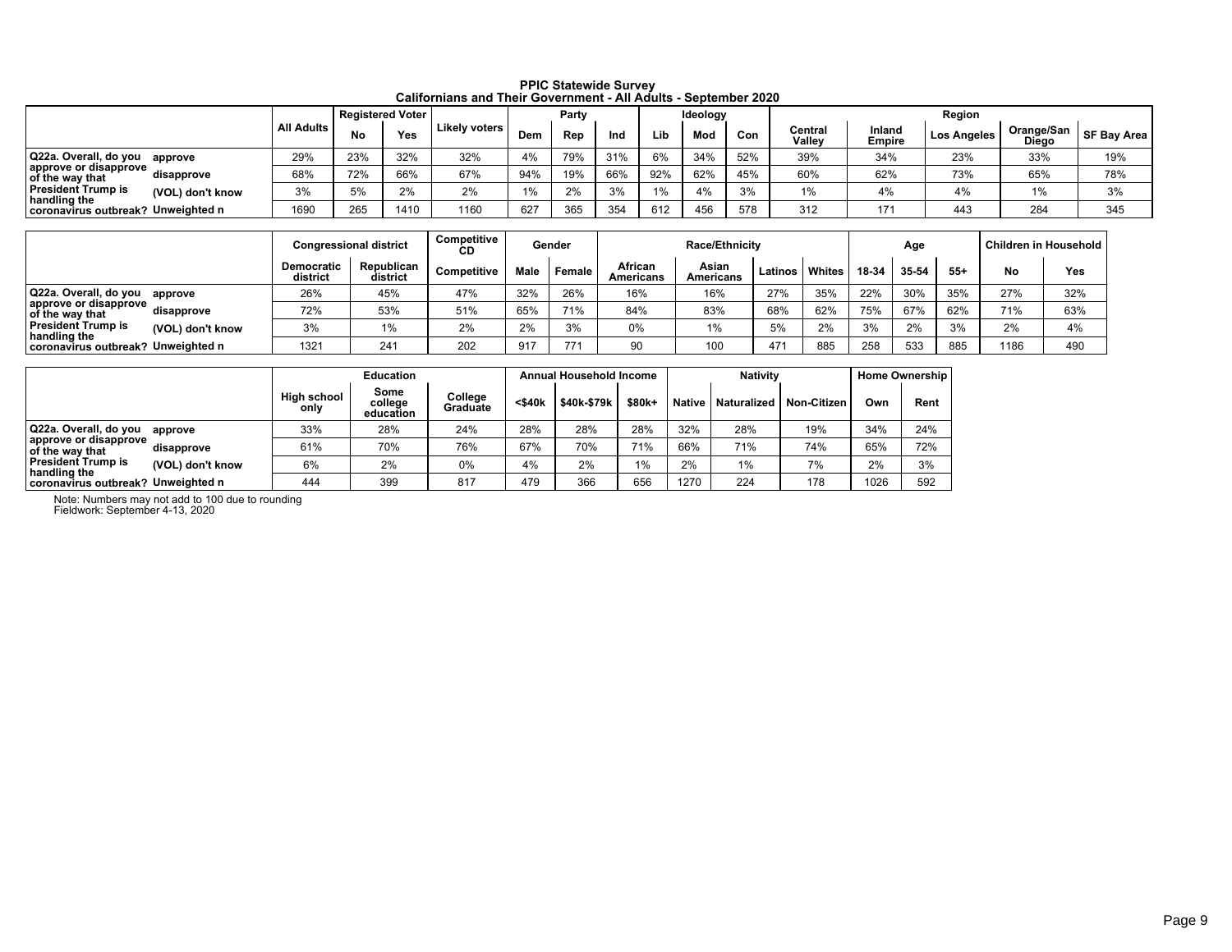# PPIC Statewide Survey
## Californians and Their Government - All Adults - September 2020

| | | All Adults | Registered Voter | | Likely voters | Party | | | Ideology | | | Region | | | | |
|---|---|---|---|---|---|---|---|---|---|---|---|---|---|---|---|---|
| | | | No | Yes | | Dem | Rep | Ind | Lib | Mod | Con | Central Valley | Inland Empire | Los Angeles | Orange/San Diego | SF Bay Area |
| Q22a. Overall, do you approve or disapprove of the way that President Trump is handling the coronavirus outbreak? | approve | 29% | 23% | 32% | 32% | 4% | 79% | 31% | 6% | 34% | 52% | 39% | 34% | 23% | 33% | 19% |
| | disapprove | 68% | 72% | 66% | 67% | 94% | 19% | 66% | 92% | 62% | 45% | 60% | 62% | 73% | 65% | 78% |
| | (VOL) don't know | 3% | 5% | 2% | 2% | 1% | 2% | 3% | 1% | 4% | 3% | 1% | 4% | 4% | 1% | 3% |
| | Unweighted n | 1690 | 265 | 1410 | 1160 | 627 | 365 | 354 | 612 | 456 | 578 | 312 | 171 | 443 | 284 | 345 |

| | | Congressional district | | Competitive CD | Gender | | Race/Ethnicity | | | | Age | | | Children in Household | |
|---|---|---|---|---|---|---|---|---|---|---|---|---|---|---|---|
| | | Democratic district | Republican district | Competitive | Male | Female | African Americans | Asian Americans | Latinos | Whites | 18-34 | 35-54 | 55+ | No | Yes |
| Q22a. Overall, do you approve or disapprove of the way that President Trump is handling the coronavirus outbreak? | approve | 26% | 45% | 47% | 32% | 26% | 16% | 16% | 27% | 35% | 22% | 30% | 35% | 27% | 32% |
| | disapprove | 72% | 53% | 51% | 65% | 71% | 84% | 83% | 68% | 62% | 75% | 67% | 62% | 71% | 63% |
| | (VOL) don't know | 3% | 1% | 2% | 2% | 3% | 0% | 1% | 5% | 2% | 3% | 2% | 3% | 2% | 4% |
| | Unweighted n | 1321 | 241 | 202 | 917 | 771 | 90 | 100 | 471 | 885 | 258 | 533 | 885 | 1186 | 490 |

| | | Education | | | Annual Household Income | | | Nativity | | | Home Ownership | |
|---|---|---|---|---|---|---|---|---|---|---|---|---|
| | | High school only | Some college education | College Graduate | <$40k | $40k-$79k | $80k+ | Native | Naturalized | Non-Citizen | Own | Rent |
| Q22a. Overall, do you approve or disapprove of the way that President Trump is handling the coronavirus outbreak? | approve | 33% | 28% | 24% | 28% | 28% | 28% | 32% | 28% | 19% | 34% | 24% |
| | disapprove | 61% | 70% | 76% | 67% | 70% | 71% | 66% | 71% | 74% | 65% | 72% |
| | (VOL) don't know | 6% | 2% | 0% | 4% | 2% | 1% | 2% | 1% | 7% | 2% | 3% |
| | Unweighted n | 444 | 399 | 817 | 479 | 366 | 656 | 1270 | 224 | 178 | 1026 | 592 |

Note: Numbers may not add to 100 due to rounding
Fieldwork: September 4-13, 2020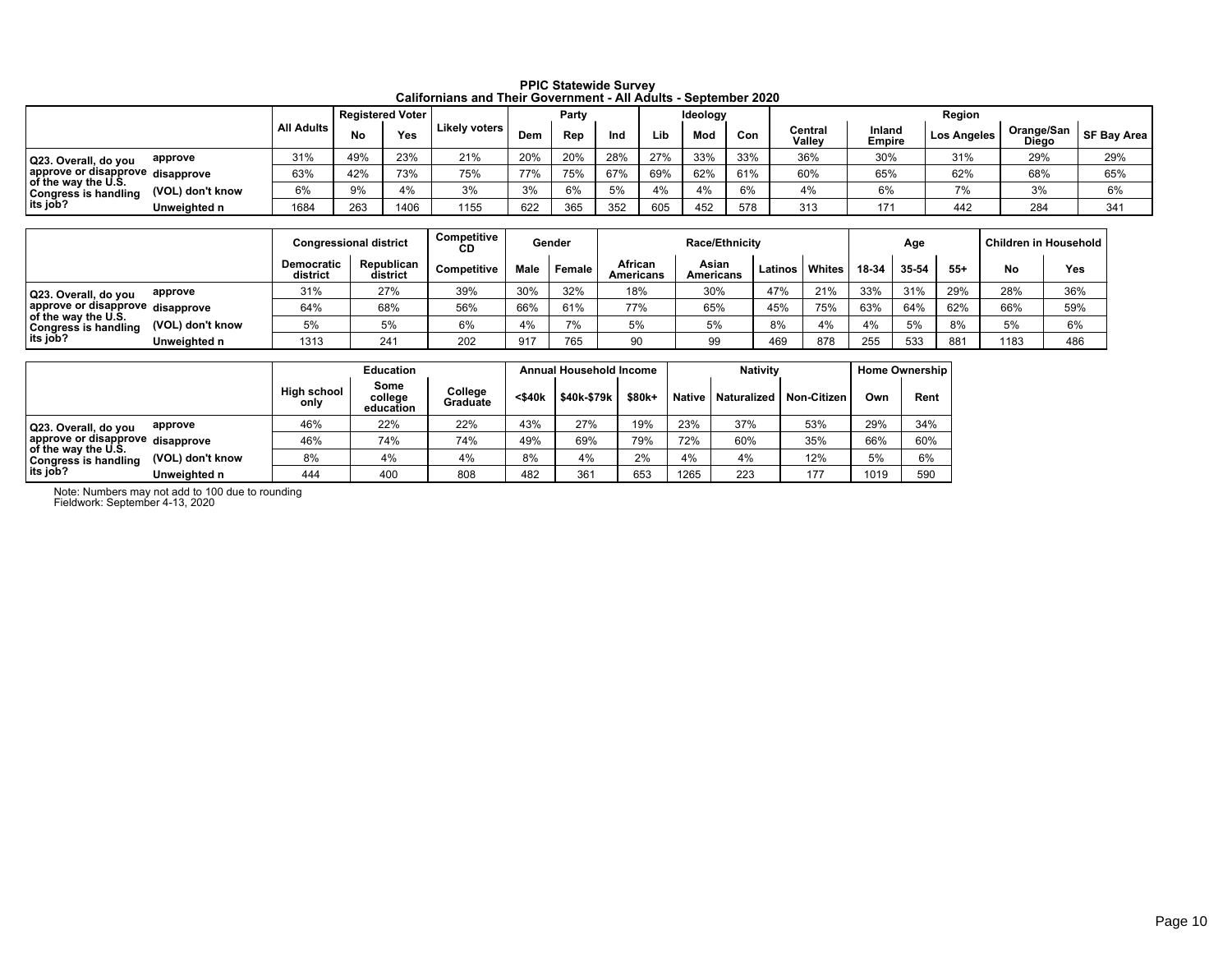# PPIC Statewide Survey
## Californians and Their Government - All Adults - September 2020

| | | All Adults | Registered Voter | | Likely voters | Party | | | Ideology | | | Region | | | | |
|---|---|---|---|---|---|---|---|---|---|---|---|---|---|---|---|---|
| | | | No | Yes | | Dem | Rep | Ind | Lib | Mod | Con | Central Valley | Inland Empire | Los Angeles | Orange/San Diego | SF Bay Area |
| Q23. Overall, do you approve or disapprove of the way the U.S. Congress is handling its job? | approve | 31% | 49% | 23% | 21% | 20% | 20% | 28% | 27% | 33% | 33% | 36% | 30% | 31% | 29% | 29% |
| | disapprove | 63% | 42% | 73% | 75% | 77% | 75% | 67% | 69% | 62% | 61% | 60% | 65% | 62% | 68% | 65% |
| | (VOL) don't know | 6% | 9% | 4% | 3% | 3% | 6% | 5% | 4% | 4% | 6% | 4% | 6% | 7% | 3% | 6% |
| | Unweighted n | 1684 | 263 | 1406 | 1155 | 622 | 365 | 352 | 605 | 452 | 578 | 313 | 171 | 442 | 284 | 341 |

| | | Congressional district | | Competitive CD | Gender | | Race/Ethnicity | | | | Age | | | Children in Household | |
|---|---|---|---|---|---|---|---|---|---|---|---|---|---|---|---|
| | | Democratic district | Republican district | Competitive | Male | Female | African Americans | Asian Americans | Latinos | Whites | 18-34 | 35-54 | 55+ | No | Yes |
| Q23. Overall, do you approve or disapprove of the way the U.S. Congress is handling its job? | approve | 31% | 27% | 39% | 30% | 32% | 18% | 30% | 47% | 21% | 33% | 31% | 29% | 28% | 36% |
| | disapprove | 64% | 68% | 56% | 66% | 61% | 77% | 65% | 45% | 75% | 63% | 64% | 62% | 66% | 59% |
| | (VOL) don't know | 5% | 5% | 6% | 4% | 7% | 5% | 5% | 8% | 4% | 4% | 5% | 8% | 5% | 6% |
| | Unweighted n | 1313 | 241 | 202 | 917 | 765 | 90 | 99 | 469 | 878 | 255 | 533 | 881 | 1183 | 486 |

| | | Education | | | Annual Household Income | | | Nativity | | | Home Ownership | |
|---|---|---|---|---|---|---|---|---|---|---|---|---|
| | | High school only | Some college education | College Graduate | <$40k | $40k-$79k | $80k+ | Native | Naturalized | Non-Citizen | Own | Rent |
| Q23. Overall, do you approve or disapprove of the way the U.S. Congress is handling its job? | approve | 46% | 22% | 22% | 43% | 27% | 19% | 23% | 37% | 53% | 29% | 34% |
| | disapprove | 46% | 74% | 74% | 49% | 69% | 79% | 72% | 60% | 35% | 66% | 60% |
| | (VOL) don't know | 8% | 4% | 4% | 8% | 4% | 2% | 4% | 4% | 12% | 5% | 6% |
| | Unweighted n | 444 | 400 | 808 | 482 | 361 | 653 | 1265 | 223 | 177 | 1019 | 590 |

Note: Numbers may not add to 100 due to rounding
Fieldwork: September 4-13, 2020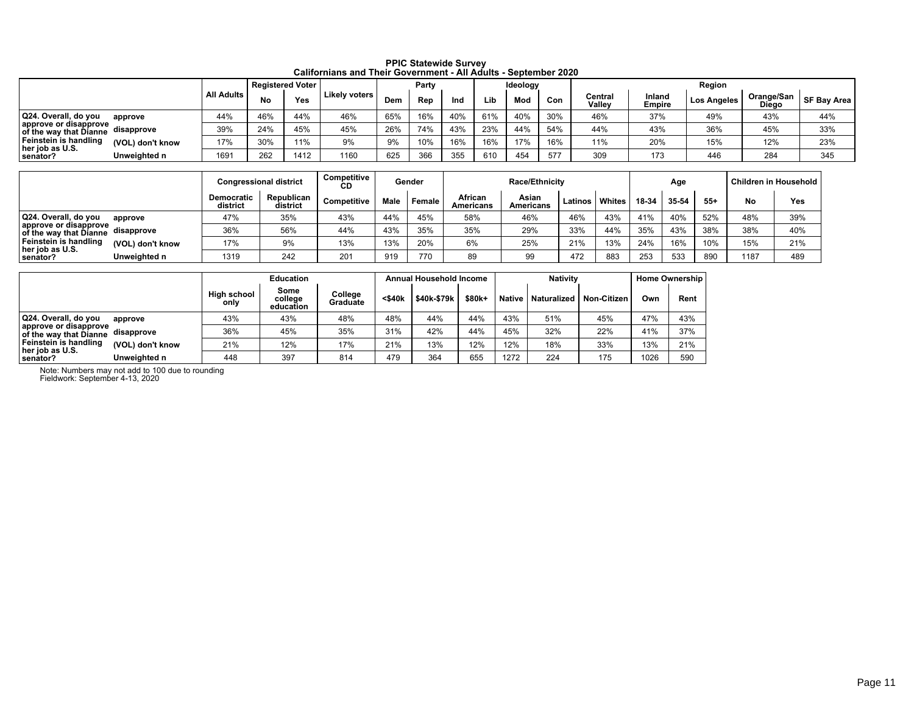# PPIC Statewide Survey
## Californians and Their Government - All Adults - September 2020

| | | All Adults | Registered Voter | | Likely voters | Party | | | Ideology | | | Region | | | | |
|---|---|---|---|---|---|---|---|---|---|---|---|---|---|---|---|---|
| | | | No | Yes | | Dem | Rep | Ind | Lib | Mod | Con | Central Valley | Inland Empire | Los Angeles | Orange/San Diego | SF Bay Area |
| Q24. Overall, do you approve or disapprove of the way that Dianne Feinstein is handling her job as U.S. senator? | approve | 44% | 46% | 44% | 46% | 65% | 16% | 40% | 61% | 40% | 30% | 46% | 37% | 49% | 43% | 44% |
| | disapprove | 39% | 24% | 45% | 45% | 26% | 74% | 43% | 23% | 44% | 54% | 44% | 43% | 36% | 45% | 33% |
| | (VOL) don't know | 17% | 30% | 11% | 9% | 9% | 10% | 16% | 16% | 17% | 16% | 11% | 20% | 15% | 12% | 23% |
| | Unweighted n | 1691 | 262 | 1412 | 1160 | 625 | 366 | 355 | 610 | 454 | 577 | 309 | 173 | 446 | 284 | 345 |

| | | Congressional district | | Competitive CD | Gender | | Race/Ethnicity | | | | Age | | | Children in Household | |
|---|---|---|---|---|---|---|---|---|---|---|---|---|---|---|---|
| | | Democratic district | Republican district | Competitive | Male | Female | African Americans | Asian Americans | Latinos | Whites | 18-34 | 35-54 | 55+ | No | Yes |
| Q24. Overall, do you approve or disapprove of the way that Dianne Feinstein is handling her job as U.S. senator? | approve | 47% | 35% | 43% | 44% | 45% | 58% | 46% | 46% | 43% | 41% | 40% | 52% | 48% | 39% |
| | disapprove | 36% | 56% | 44% | 43% | 35% | 35% | 29% | 33% | 44% | 35% | 43% | 38% | 38% | 40% |
| | (VOL) don't know | 17% | 9% | 13% | 13% | 20% | 6% | 25% | 21% | 13% | 24% | 16% | 10% | 15% | 21% |
| | Unweighted n | 1319 | 242 | 201 | 919 | 770 | 89 | 99 | 472 | 883 | 253 | 533 | 890 | 1187 | 489 |

| | | Education | | | Annual Household Income | | | Nativity | | | Home Ownership | |
|---|---|---|---|---|---|---|---|---|---|---|---|---|
| | | High school only | Some college education | College Graduate | <$40k | $40k-$79k | $80k+ | Native | Naturalized | Non-Citizen | Own | Rent |
| Q24. Overall, do you approve or disapprove of the way that Dianne Feinstein is handling her job as U.S. senator? | approve | 43% | 43% | 48% | 48% | 44% | 44% | 43% | 51% | 45% | 47% | 43% |
| | disapprove | 36% | 45% | 35% | 31% | 42% | 44% | 45% | 32% | 22% | 41% | 37% |
| | (VOL) don't know | 21% | 12% | 17% | 21% | 13% | 12% | 12% | 18% | 33% | 13% | 21% |
| | Unweighted n | 448 | 397 | 814 | 479 | 364 | 655 | 1272 | 224 | 175 | 1026 | 590 |

Note: Numbers may not add to 100 due to rounding
Fieldwork: September 4-13, 2020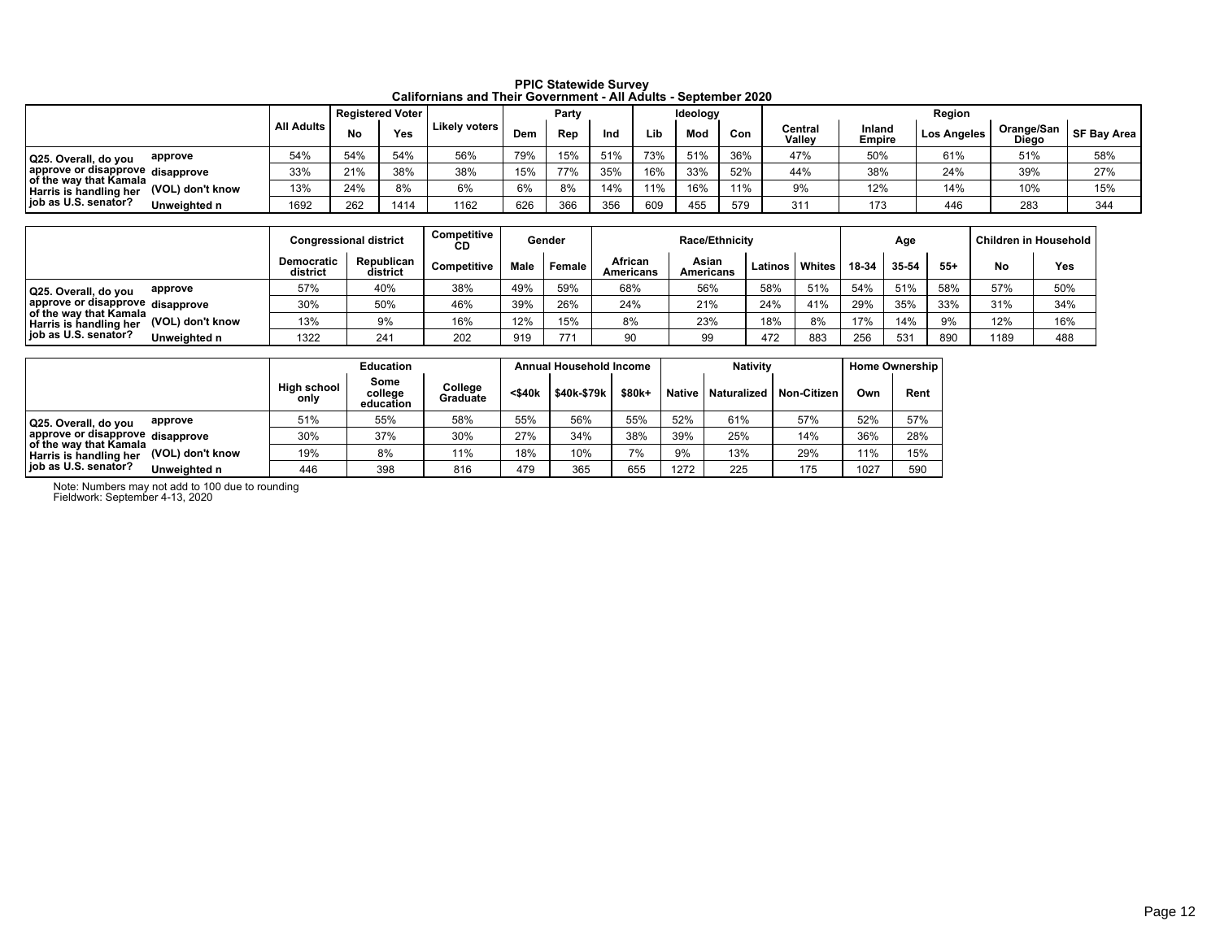# PPIC Statewide Survey
## Californians and Their Government - All Adults - September 2020

| | | All Adults | Registered Voter | | Likely voters | Party | | | Ideology | | | Region | | | | |
|---|---|---|---|---|---|---|---|---|---|---|---|---|---|---|---|---|
| | | | No | Yes | | Dem | Rep | Ind | Lib | Mod | Con | Central Valley | Inland Empire | Los Angeles | Orange/San Diego | SF Bay Area |
| Q25. Overall, do you approve or disapprove of the way that Kamala Harris is handling her job as U.S. senator? | approve | 54% | 54% | 54% | 56% | 79% | 15% | 51% | 73% | 51% | 36% | 47% | 50% | 61% | 51% | 58% |
| | disapprove | 33% | 21% | 38% | 38% | 15% | 77% | 35% | 16% | 33% | 52% | 44% | 38% | 24% | 39% | 27% |
| | (VOL) don't know | 13% | 24% | 8% | 6% | 6% | 8% | 14% | 11% | 16% | 11% | 9% | 12% | 14% | 10% | 15% |
| | Unweighted n | 1692 | 262 | 1414 | 1162 | 626 | 366 | 356 | 609 | 455 | 579 | 311 | 173 | 446 | 283 | 344 |

| | | Congressional district | | Competitive CD | Gender | | Race/Ethnicity | | | | Age | | | Children in Household | |
|---|---|---|---|---|---|---|---|---|---|---|---|---|---|---|---|
| | | Democratic district | Republican district | Competitive | Male | Female | African Americans | Asian Americans | Latinos | Whites | 18-34 | 35-54 | 55+ | No | Yes |
| Q25. Overall, do you approve or disapprove of the way that Kamala Harris is handling her job as U.S. senator? | approve | 57% | 40% | 38% | 49% | 59% | 68% | 56% | 58% | 51% | 54% | 51% | 58% | 57% | 50% |
| | disapprove | 30% | 50% | 46% | 39% | 26% | 24% | 21% | 24% | 41% | 29% | 35% | 33% | 31% | 34% |
| | (VOL) don't know | 13% | 9% | 16% | 12% | 15% | 8% | 23% | 18% | 8% | 17% | 14% | 9% | 12% | 16% |
| | Unweighted n | 1322 | 241 | 202 | 919 | 771 | 90 | 99 | 472 | 883 | 256 | 531 | 890 | 1189 | 488 |

| | | Education | | | Annual Household Income | | | Nativity | | | Home Ownership | |
|---|---|---|---|---|---|---|---|---|---|---|---|---|
| | | High school only | Some college education | College Graduate | <$40k | $40k-$79k | $80k+ | Native | Naturalized | Non-Citizen | Own | Rent |
| Q25. Overall, do you approve or disapprove of the way that Kamala Harris is handling her job as U.S. senator? | approve | 51% | 55% | 58% | 55% | 56% | 55% | 52% | 61% | 57% | 52% | 57% |
| | disapprove | 30% | 37% | 30% | 27% | 34% | 38% | 39% | 25% | 14% | 36% | 28% |
| | (VOL) don't know | 19% | 8% | 11% | 18% | 10% | 7% | 9% | 13% | 29% | 11% | 15% |
| | Unweighted n | 446 | 398 | 816 | 479 | 365 | 655 | 1272 | 225 | 175 | 1027 | 590 |

Note: Numbers may not add to 100 due to rounding
Fieldwork: September 4-13, 2020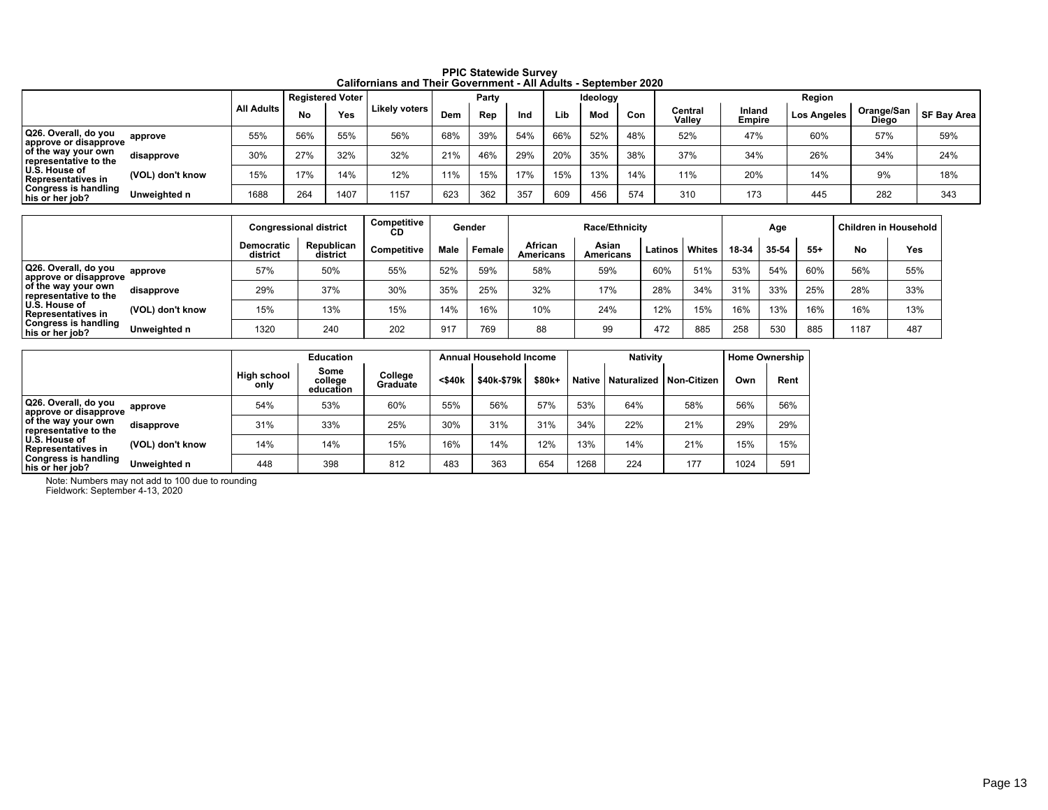# PPIC Statewide Survey
## Californians and Their Government - All Adults - September 2020

| | | All Adults | Registered Voter | | Likely voters | Party | | | Ideology | | | Region | | | | |
|---|---|---|---|---|---|---|---|---|---|---|---|---|---|---|---|---|
| | | | No | Yes | | Dem | Rep | Ind | Lib | Mod | Con | Central Valley | Inland Empire | Los Angeles | Orange/San Diego | SF Bay Area |
| Q26. Overall, do you approve or disapprove of the way your own representative to the U.S. House of Representatives in Congress is handling his or her job? | approve | 55% | 56% | 55% | 56% | 68% | 39% | 54% | 66% | 52% | 48% | 52% | 47% | 60% | 57% | 59% |
| | disapprove | 30% | 27% | 32% | 32% | 21% | 46% | 29% | 20% | 35% | 38% | 37% | 34% | 26% | 34% | 24% |
| | (VOL) don't know | 15% | 17% | 14% | 12% | 11% | 15% | 17% | 15% | 13% | 14% | 11% | 20% | 14% | 9% | 18% |
| | Unweighted n | 1688 | 264 | 1407 | 1157 | 623 | 362 | 357 | 609 | 456 | 574 | 310 | 173 | 445 | 282 | 343 |

| | | Congressional district | | Competitive CD | Gender | | Race/Ethnicity | | | | Age | | | Children in Household | |
|---|---|---|---|---|---|---|---|---|---|---|---|---|---|---|---|
| | | Democratic district | Republican district | Competitive | Male | Female | African Americans | Asian Americans | Latinos | Whites | 18-34 | 35-54 | 55+ | No | Yes |
| Q26. Overall, do you approve or disapprove of the way your own representative to the U.S. House of Representatives in Congress is handling his or her job? | approve | 57% | 50% | 55% | 52% | 59% | 58% | 59% | 60% | 51% | 53% | 54% | 60% | 56% | 55% |
| | disapprove | 29% | 37% | 30% | 35% | 25% | 32% | 17% | 28% | 34% | 31% | 33% | 25% | 28% | 33% |
| | (VOL) don't know | 15% | 13% | 15% | 14% | 16% | 10% | 24% | 12% | 15% | 16% | 13% | 16% | 16% | 13% |
| | Unweighted n | 1320 | 240 | 202 | 917 | 769 | 88 | 99 | 472 | 885 | 258 | 530 | 885 | 1187 | 487 |

| | | Education | | | Annual Household Income | | | Nativity | | | Home Ownership | |
|---|---|---|---|---|---|---|---|---|---|---|---|---|
| | | High school only | Some college education | College Graduate | <$40k | $40k-$79k | $80k+ | Native | Naturalized | Non-Citizen | Own | Rent |
| Q26. Overall, do you approve or disapprove of the way your own representative to the U.S. House of Representatives in Congress is handling his or her job? | approve | 54% | 53% | 60% | 55% | 56% | 57% | 53% | 64% | 58% | 56% | 56% |
| | disapprove | 31% | 33% | 25% | 30% | 31% | 31% | 34% | 22% | 21% | 29% | 29% |
| | (VOL) don't know | 14% | 14% | 15% | 16% | 14% | 12% | 13% | 14% | 21% | 15% | 15% |
| | Unweighted n | 448 | 398 | 812 | 483 | 363 | 654 | 1268 | 224 | 177 | 1024 | 591 |

Note: Numbers may not add to 100 due to rounding
Fieldwork: September 4-13, 2020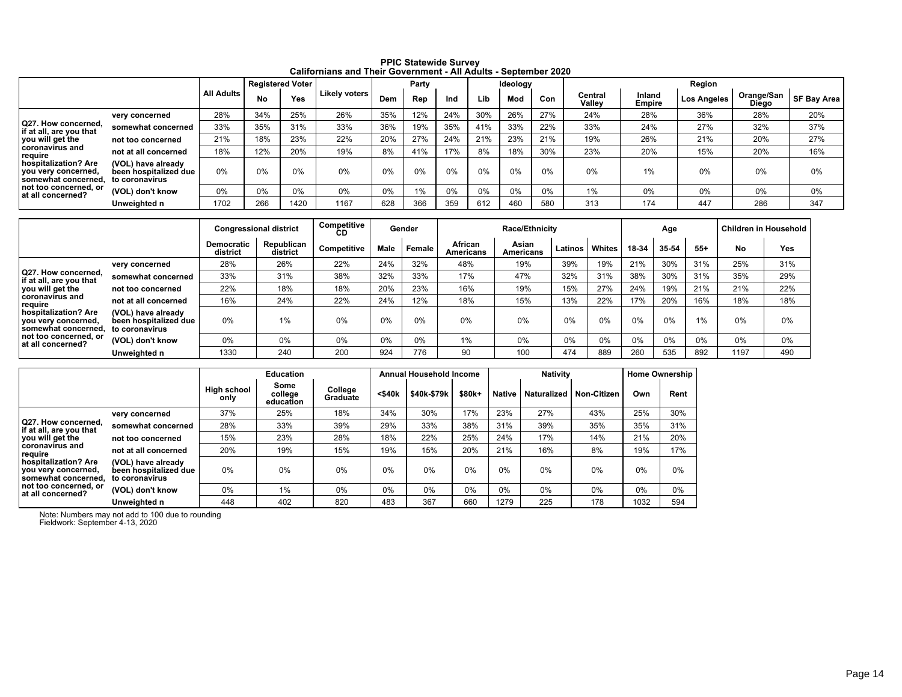# PPIC Statewide Survey

## Californians and Their Government - All Adults - September 2020

| | | All Adults | Registered Voter | | Likely voters | Party | | | Ideology | | | Region | | | | |
|---|---|---|---|---|---|---|---|---|---|---|---|---|---|---|---|---|
| | | | No | Yes | | Dem | Rep | Ind | Lib | Mod | Con | Central Valley | Inland Empire | Los Angeles | Orange/San Diego | SF Bay Area |
| Q27. How concerned, if at all, are you that you will get the coronavirus and require hospitalization? Are you very concerned, somewhat concerned, not too concerned, or at all concerned? | very concerned | 28% | 34% | 25% | 26% | 35% | 12% | 24% | 30% | 26% | 27% | 24% | 28% | 36% | 28% | 20% |
| | somewhat concerned | 33% | 35% | 31% | 33% | 36% | 19% | 35% | 41% | 33% | 22% | 33% | 24% | 27% | 32% | 37% |
| | not too concerned | 21% | 18% | 23% | 22% | 20% | 27% | 24% | 21% | 23% | 21% | 19% | 26% | 21% | 20% | 27% |
| | not at all concerned | 18% | 12% | 20% | 19% | 8% | 41% | 17% | 8% | 18% | 30% | 23% | 20% | 15% | 20% | 16% |
| | (VOL) have already been hospitalized due to coronavirus | 0% | 0% | 0% | 0% | 0% | 0% | 0% | 0% | 0% | 0% | 0% | 1% | 0% | 0% | 0% |
| | (VOL) don't know | 0% | 0% | 0% | 0% | 0% | 1% | 0% | 0% | 0% | 0% | 1% | 0% | 0% | 0% | 0% |
| | Unweighted n | 1702 | 266 | 1420 | 1167 | 628 | 366 | 359 | 612 | 460 | 580 | 313 | 174 | 447 | 286 | 347 |

| | | Congressional district | | Competitive CD | Gender | | Race/Ethnicity | | | | Age | | | Children in Household | |
|---|---|---|---|---|---|---|---|---|---|---|---|---|---|---|---|
| | | Democratic district | Republican district | Competitive | Male | Female | African Americans | Asian Americans | Latinos | Whites | 18-34 | 35-54 | 55+ | No | Yes |
| Q27. How concerned, if at all, are you that you will get the coronavirus and require hospitalization? Are you very concerned, somewhat concerned, not too concerned, or at all concerned? | very concerned | 28% | 26% | 22% | 24% | 32% | 48% | 19% | 39% | 19% | 21% | 30% | 31% | 25% | 31% |
| | somewhat concerned | 33% | 31% | 38% | 32% | 33% | 17% | 47% | 32% | 31% | 38% | 30% | 31% | 35% | 29% |
| | not too concerned | 22% | 18% | 18% | 20% | 23% | 16% | 19% | 15% | 27% | 24% | 19% | 21% | 21% | 22% |
| | not at all concerned | 16% | 24% | 22% | 24% | 12% | 18% | 15% | 13% | 22% | 17% | 20% | 16% | 18% | 18% |
| | (VOL) have already been hospitalized due to coronavirus | 0% | 1% | 0% | 0% | 0% | 0% | 0% | 0% | 0% | 0% | 0% | 1% | 0% | 0% |
| | (VOL) don't know | 0% | 0% | 0% | 0% | 0% | 1% | 0% | 0% | 0% | 0% | 0% | 0% | 0% | 0% |
| | Unweighted n | 1330 | 240 | 200 | 924 | 776 | 90 | 100 | 474 | 889 | 260 | 535 | 892 | 1197 | 490 |

| | | Education | | | Annual Household Income | | | Nativity | | | Home Ownership | |
|---|---|---|---|---|---|---|---|---|---|---|---|---|
| | | High school only | Some college education | College Graduate | <$40k | $40k-$79k | $80k+ | Native | Naturalized | Non-Citizen | Own | Rent |
| Q27. How concerned, if at all, are you that you will get the coronavirus and require hospitalization? Are you very concerned, somewhat concerned, not too concerned, or at all concerned? | very concerned | 37% | 25% | 18% | 34% | 30% | 17% | 23% | 27% | 43% | 25% | 30% |
| | somewhat concerned | 28% | 33% | 39% | 29% | 33% | 38% | 31% | 39% | 35% | 35% | 31% |
| | not too concerned | 15% | 23% | 28% | 18% | 22% | 25% | 24% | 17% | 14% | 21% | 20% |
| | not at all concerned | 20% | 19% | 15% | 19% | 15% | 20% | 21% | 16% | 8% | 19% | 17% |
| | (VOL) have already been hospitalized due to coronavirus | 0% | 0% | 0% | 0% | 0% | 0% | 0% | 0% | 0% | 0% | 0% |
| | (VOL) don't know | 0% | 1% | 0% | 0% | 0% | 0% | 0% | 0% | 0% | 0% | 0% |
| | Unweighted n | 448 | 402 | 820 | 483 | 367 | 660 | 1279 | 225 | 178 | 1032 | 594 |

Note: Numbers may not add to 100 due to rounding
Fieldwork: September 4-13, 2020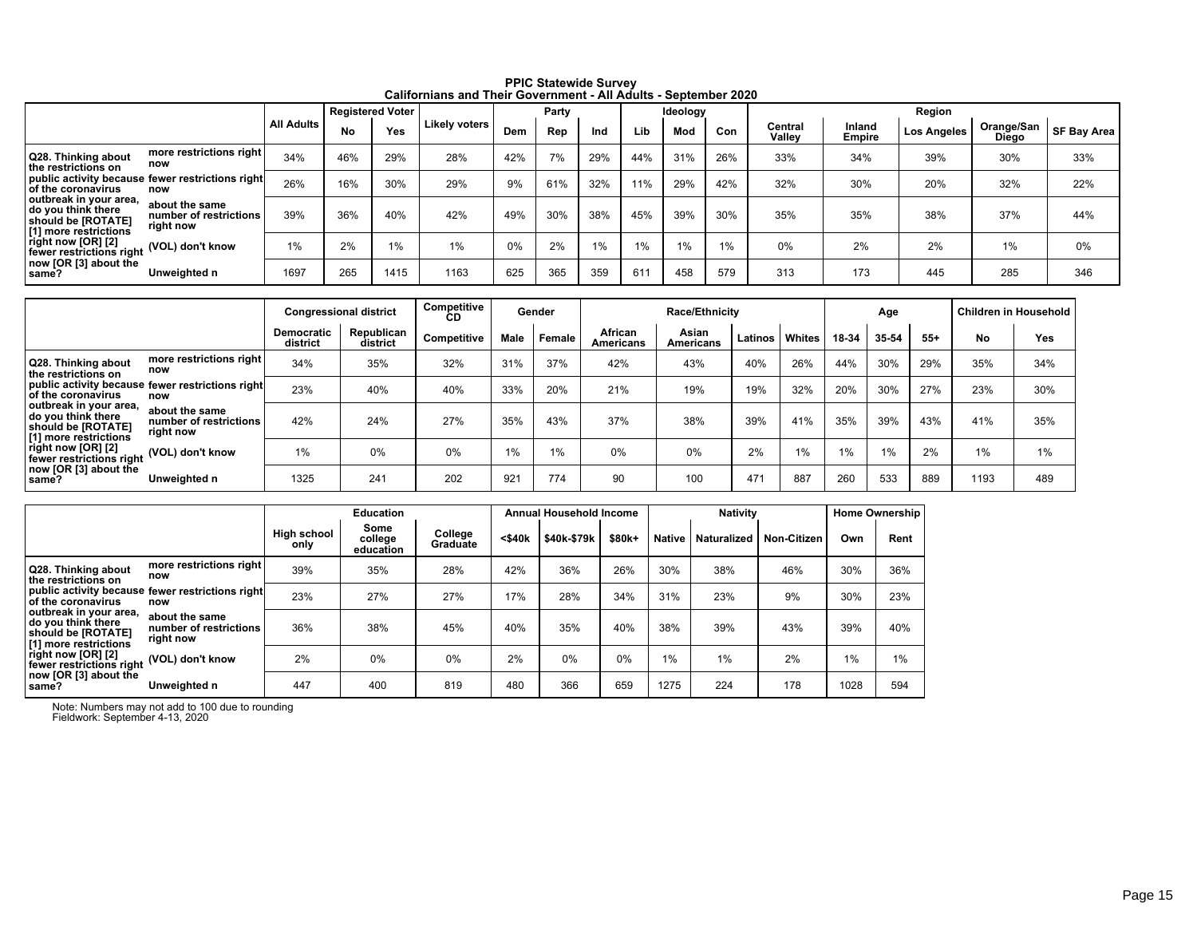# PPIC Statewide Survey
## Californians and Their Government - All Adults - September 2020

| | | All Adults | Registered Voter | | Likely voters | Party | | | Ideology | | | Region | | | | |
|---|---|---|---|---|---|---|---|---|---|---|---|---|---|---|---|---|
| | | | No | Yes | Likely voters | Dem | Rep | Ind | Lib | Mod | Con | Central Valley | Inland Empire | Los Angeles | Orange/San Diego | SF Bay Area |
| Q28. Thinking about the restrictions on public activity because of the coronavirus outbreak in your area, do you think there should be [ROTATE] [1] more restrictions right now [OR] [2] fewer restrictions right now [OR [3] about the same? | more restrictions right now | 34% | 46% | 29% | 28% | 42% | 7% | 29% | 44% | 31% | 26% | 33% | 34% | 39% | 30% | 33% |
| | fewer restrictions right now | 26% | 16% | 30% | 29% | 9% | 61% | 32% | 11% | 29% | 42% | 32% | 30% | 20% | 32% | 22% |
| | about the same number of restrictions right now | 39% | 36% | 40% | 42% | 49% | 30% | 38% | 45% | 39% | 30% | 35% | 35% | 38% | 37% | 44% |
| | (VOL) don't know | 1% | 2% | 1% | 1% | 0% | 2% | 1% | 1% | 1% | 1% | 0% | 2% | 2% | 1% | 0% |
| | Unweighted n | 1697 | 265 | 1415 | 1163 | 625 | 365 | 359 | 611 | 458 | 579 | 313 | 173 | 445 | 285 | 346 |

| | | Congressional district | | Competitive CD | Gender | | Race/Ethnicity | | | | Age | | | Children in Household | |
|---|---|---|---|---|---|---|---|---|---|---|---|---|---|---|---|
| | | Democratic district | Republican district | Competitive | Male | Female | African Americans | Asian Americans | Latinos | Whites | 18-34 | 35-54 | 55+ | No | Yes |
| Q28. Thinking about the restrictions on public activity because of the coronavirus outbreak in your area, do you think there should be [ROTATE] [1] more restrictions right now [OR] [2] fewer restrictions right now [OR [3] about the same? | more restrictions right now | 34% | 35% | 32% | 31% | 37% | 42% | 43% | 40% | 26% | 44% | 30% | 29% | 35% | 34% |
| | fewer restrictions right now | 23% | 40% | 40% | 33% | 20% | 21% | 19% | 19% | 32% | 20% | 30% | 27% | 23% | 30% |
| | about the same number of restrictions right now | 42% | 24% | 27% | 35% | 43% | 37% | 38% | 39% | 41% | 35% | 39% | 43% | 41% | 35% |
| | (VOL) don't know | 1% | 0% | 0% | 1% | 1% | 0% | 0% | 2% | 1% | 1% | 1% | 2% | 1% | 1% |
| | Unweighted n | 1325 | 241 | 202 | 921 | 774 | 90 | 100 | 471 | 887 | 260 | 533 | 889 | 1193 | 489 |

| | | Education | | | Annual Household Income | | | Nativity | | | Home Ownership | |
|---|---|---|---|---|---|---|---|---|---|---|---|---|
| | | High school only | Some college education | College Graduate | <$40k | $40k-$79k | $80k+ | Native | Naturalized | Non-Citizen | Own | Rent |
| Q28. Thinking about the restrictions on public activity because of the coronavirus outbreak in your area, do you think there should be [ROTATE] [1] more restrictions right now [OR] [2] fewer restrictions right now [OR [3] about the same? | more restrictions right now | 39% | 35% | 28% | 42% | 36% | 26% | 30% | 38% | 46% | 30% | 36% |
| | fewer restrictions right now | 23% | 27% | 27% | 17% | 28% | 34% | 31% | 23% | 9% | 30% | 23% |
| | about the same number of restrictions right now | 36% | 38% | 45% | 40% | 35% | 40% | 38% | 39% | 43% | 39% | 40% |
| | (VOL) don't know | 2% | 0% | 0% | 2% | 0% | 0% | 1% | 1% | 2% | 1% | 1% |
| | Unweighted n | 447 | 400 | 819 | 480 | 366 | 659 | 1275 | 224 | 178 | 1028 | 594 |

Note: Numbers may not add to 100 due to rounding
Fieldwork: September 4-13, 2020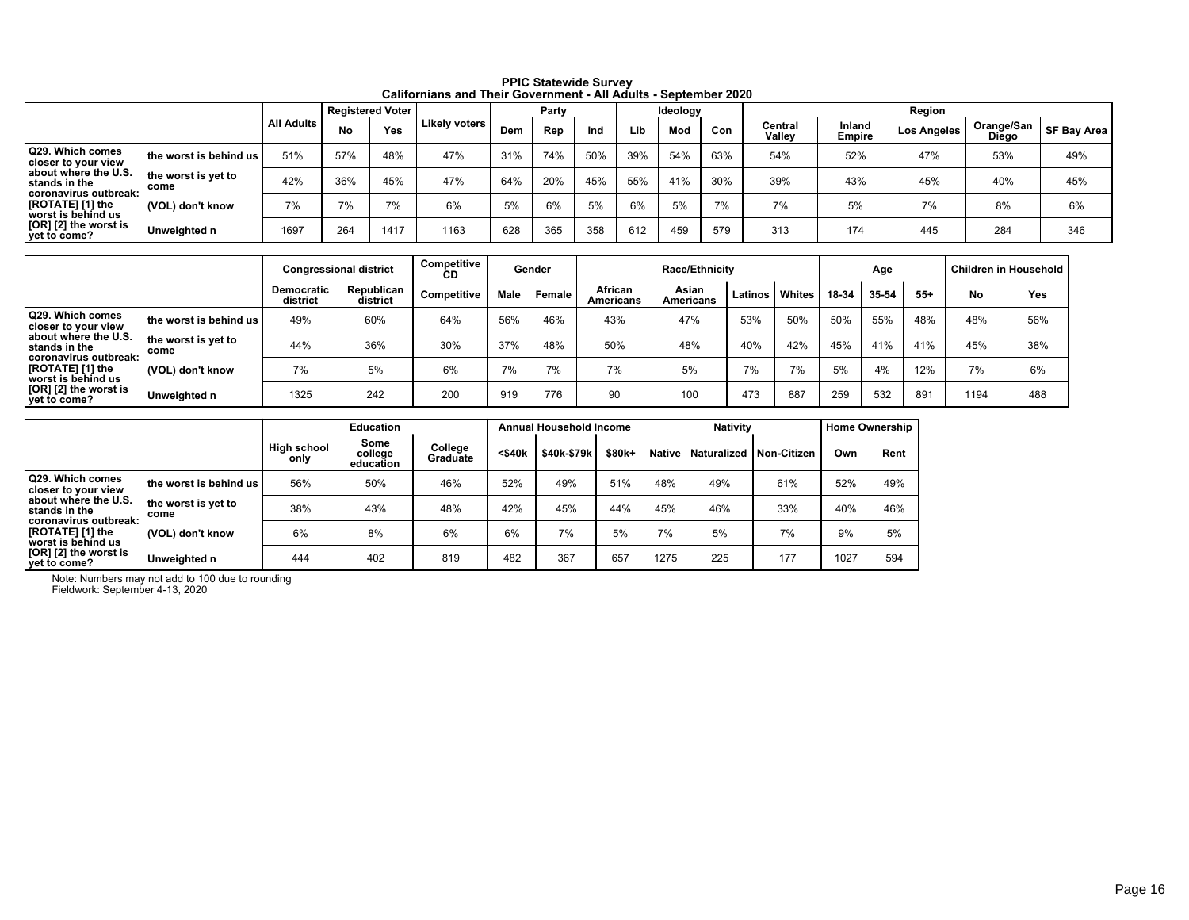# PPIC Statewide Survey
## Californians and Their Government - All Adults - September 2020

| | | All Adults | Registered Voter | | Likely voters | Party | | | Ideology | | | Region | | | | |
|---|---|---|---|---|---|---|---|---|---|---|---|---|---|---|---|---|
| | | | No | Yes | | Dem | Rep | Ind | Lib | Mod | Con | Central Valley | Inland Empire | Los Angeles | Orange/San Diego | SF Bay Area |
| Q29. Which comes closer to your view about where the U.S. stands in the coronavirus outbreak: [ROTATE] [1] the worst is behind us [OR] [2] the worst is yet to come? | the worst is behind us | 51% | 57% | 48% | 47% | 31% | 74% | 50% | 39% | 54% | 63% | 54% | 52% | 47% | 53% | 49% |
| | the worst is yet to come | 42% | 36% | 45% | 47% | 64% | 20% | 45% | 55% | 41% | 30% | 39% | 43% | 45% | 40% | 45% |
| | (VOL) don't know | 7% | 7% | 7% | 6% | 5% | 6% | 5% | 6% | 5% | 7% | 7% | 5% | 7% | 8% | 6% |
| | Unweighted n | 1697 | 264 | 1417 | 1163 | 628 | 365 | 358 | 612 | 459 | 579 | 313 | 174 | 445 | 284 | 346 |

| | | Congressional district | | Competitive CD | Gender | | Race/Ethnicity | | | | Age | | | Children in Household | |
|---|---|---|---|---|---|---|---|---|---|---|---|---|---|---|---|
| | | Democratic district | Republican district | Competitive | Male | Female | African Americans | Asian Americans | Latinos | Whites | 18-34 | 35-54 | 55+ | No | Yes |
| Q29. Which comes closer to your view about where the U.S. stands in the coronavirus outbreak: [ROTATE] [1] the worst is behind us [OR] [2] the worst is yet to come? | the worst is behind us | 49% | 60% | 64% | 56% | 46% | 43% | 47% | 53% | 50% | 50% | 55% | 48% | 48% | 56% |
| | the worst is yet to come | 44% | 36% | 30% | 37% | 48% | 50% | 48% | 40% | 42% | 45% | 41% | 41% | 45% | 38% |
| | (VOL) don't know | 7% | 5% | 6% | 7% | 7% | 7% | 5% | 7% | 7% | 5% | 4% | 12% | 7% | 6% |
| | Unweighted n | 1325 | 242 | 200 | 919 | 776 | 90 | 100 | 473 | 887 | 259 | 532 | 891 | 1194 | 488 |

| | | Education | | | Annual Household Income | | | Nativity | | | Home Ownership | |
|---|---|---|---|---|---|---|---|---|---|---|---|---|
| | | High school only | Some college education | College Graduate | <$40k | $40k-$79k | $80k+ | Native | Naturalized | Non-Citizen | Own | Rent |
| Q29. Which comes closer to your view about where the U.S. stands in the coronavirus outbreak: [ROTATE] [1] the worst is behind us [OR] [2] the worst is yet to come? | the worst is behind us | 56% | 50% | 46% | 52% | 49% | 51% | 48% | 49% | 61% | 52% | 49% |
| | the worst is yet to come | 38% | 43% | 48% | 42% | 45% | 44% | 45% | 46% | 33% | 40% | 46% |
| | (VOL) don't know | 6% | 8% | 6% | 6% | 7% | 5% | 7% | 5% | 7% | 9% | 5% |
| | Unweighted n | 444 | 402 | 819 | 482 | 367 | 657 | 1275 | 225 | 177 | 1027 | 594 |

Note: Numbers may not add to 100 due to rounding
Fieldwork: September 4-13, 2020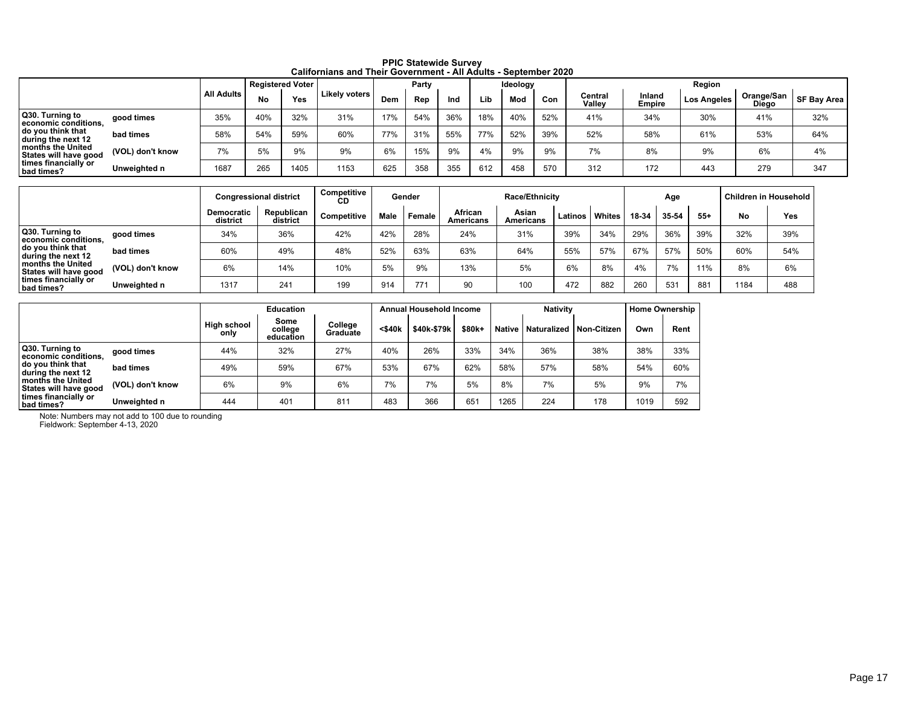# PPIC Statewide Survey
## Californians and Their Government - All Adults - September 2020

| | | All Adults | Registered Voter | | Likely voters | Party | | | Ideology | | | Region | | | | |
|---|---|---|---|---|---|---|---|---|---|---|---|---|---|---|---|---|
| | | | No | Yes | | Dem | Rep | Ind | Lib | Mod | Con | Central Valley | Inland Empire | Los Angeles | Orange/San Diego | SF Bay Area |
| Q30. Turning to economic conditions, do you think that during the next 12 months the United States will have good times financially or bad times? | good times | 35% | 40% | 32% | 31% | 17% | 54% | 36% | 18% | 40% | 52% | 41% | 34% | 30% | 41% | 32% |
| | bad times | 58% | 54% | 59% | 60% | 77% | 31% | 55% | 77% | 52% | 39% | 52% | 58% | 61% | 53% | 64% |
| | (VOL) don't know | 7% | 5% | 9% | 9% | 6% | 15% | 9% | 4% | 9% | 9% | 7% | 8% | 9% | 6% | 4% |
| | Unweighted n | 1687 | 265 | 1405 | 1153 | 625 | 358 | 355 | 612 | 458 | 570 | 312 | 172 | 443 | 279 | 347 |

| | | Congressional district | | Competitive CD | Gender | | Race/Ethnicity | | | | Age | | | Children in Household | |
|---|---|---|---|---|---|---|---|---|---|---|---|---|---|---|---|
| | | Democratic district | Republican district | Competitive | Male | Female | African Americans | Asian Americans | Latinos | Whites | 18-34 | 35-54 | 55+ | No | Yes |
| Q30. Turning to economic conditions, do you think that during the next 12 months the United States will have good times financially or bad times? | good times | 34% | 36% | 42% | 42% | 28% | 24% | 31% | 39% | 34% | 29% | 36% | 39% | 32% | 39% |
| | bad times | 60% | 49% | 48% | 52% | 63% | 63% | 64% | 55% | 57% | 67% | 57% | 50% | 60% | 54% |
| | (VOL) don't know | 6% | 14% | 10% | 5% | 9% | 13% | 5% | 6% | 8% | 4% | 7% | 11% | 8% | 6% |
| | Unweighted n | 1317 | 241 | 199 | 914 | 771 | 90 | 100 | 472 | 882 | 260 | 531 | 881 | 1184 | 488 |

| | | Education | | | Annual Household Income | | | Nativity | | | Home Ownership | |
|---|---|---|---|---|---|---|---|---|---|---|---|---|
| | | High school only | Some college education | College Graduate | <$40k | $40k-$79k | $80k+ | Native | Naturalized | Non-Citizen | Own | Rent |
| Q30. Turning to economic conditions, do you think that during the next 12 months the United States will have good times financially or bad times? | good times | 44% | 32% | 27% | 40% | 26% | 33% | 34% | 36% | 38% | 38% | 33% |
| | bad times | 49% | 59% | 67% | 53% | 67% | 62% | 58% | 57% | 58% | 54% | 60% |
| | (VOL) don't know | 6% | 9% | 6% | 7% | 7% | 5% | 8% | 7% | 5% | 9% | 7% |
| | Unweighted n | 444 | 401 | 811 | 483 | 366 | 651 | 1265 | 224 | 178 | 1019 | 592 |

Note: Numbers may not add to 100 due to rounding
Fieldwork: September 4-13, 2020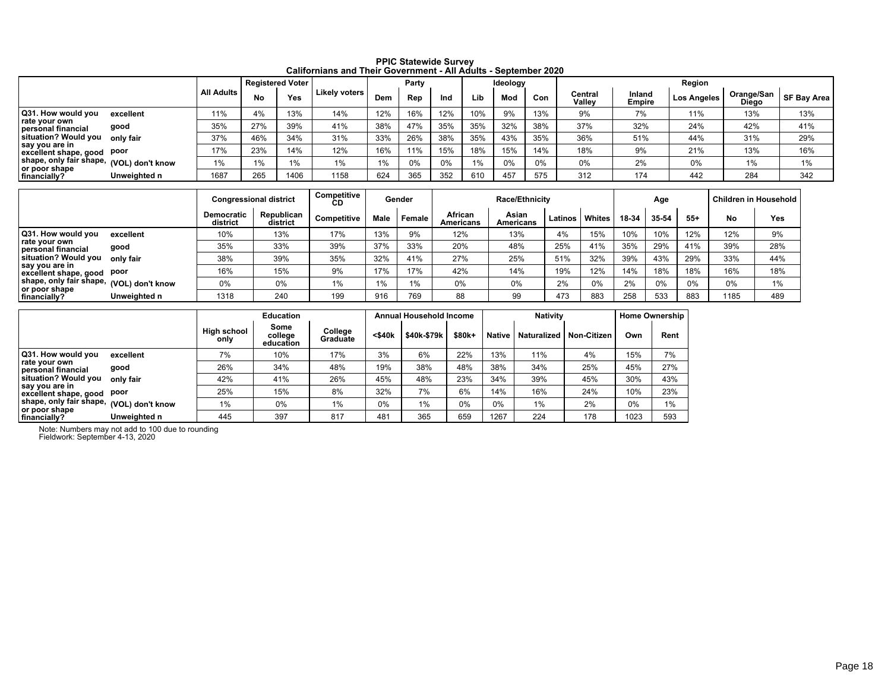# PPIC Statewide Survey
## Californians and Their Government - All Adults - September 2020

| | | All Adults | Registered Voter | | Likely voters | Party | | | Ideology | | | Region | | | | |
|---|---|---|---|---|---|---|---|---|---|---|---|---|---|---|---|---|
| | | | No | Yes | | Dem | Rep | Ind | Lib | Mod | Con | Central Valley | Inland Empire | Los Angeles | Orange/San Diego | SF Bay Area |
| Q31. How would you rate your own personal financial situation? Would you say you are in excellent shape, good shape, only fair shape, or poor shape financially? | excellent | 11% | 4% | 13% | 14% | 12% | 16% | 12% | 10% | 9% | 13% | 9% | 7% | 11% | 13% | 13% |
| | good | 35% | 27% | 39% | 41% | 38% | 47% | 35% | 35% | 32% | 38% | 37% | 32% | 24% | 42% | 41% |
| | only fair | 37% | 46% | 34% | 31% | 33% | 26% | 38% | 35% | 43% | 35% | 36% | 51% | 44% | 31% | 29% |
| | poor | 17% | 23% | 14% | 12% | 16% | 11% | 15% | 18% | 15% | 14% | 18% | 9% | 21% | 13% | 16% |
| | (VOL) don't know | 1% | 1% | 1% | 1% | 1% | 0% | 0% | 1% | 0% | 0% | 0% | 2% | 0% | 1% | 1% |
| | Unweighted n | 1687 | 265 | 1406 | 1158 | 624 | 365 | 352 | 610 | 457 | 575 | 312 | 174 | 442 | 284 | 342 |

| | | Congressional district | | Competitive CD | Gender | | Race/Ethnicity | | | | Age | | | Children in Household | |
|---|---|---|---|---|---|---|---|---|---|---|---|---|---|---|---|
| | | Democratic district | Republican district | Competitive | Male | Female | African Americans | Asian Americans | Latinos | Whites | 18-34 | 35-54 | 55+ | No | Yes |
| Q31. How would you rate your own personal financial situation? Would you say you are in excellent shape, good shape, only fair shape, or poor shape financially? | excellent | 10% | 13% | 17% | 13% | 9% | 12% | 13% | 4% | 15% | 10% | 10% | 12% | 12% | 9% |
| | good | 35% | 33% | 39% | 37% | 33% | 20% | 48% | 25% | 41% | 35% | 29% | 41% | 39% | 28% |
| | only fair | 38% | 39% | 35% | 32% | 41% | 27% | 25% | 51% | 32% | 39% | 43% | 29% | 33% | 44% |
| | poor | 16% | 15% | 9% | 17% | 17% | 42% | 14% | 19% | 12% | 14% | 18% | 18% | 16% | 18% |
| | (VOL) don't know | 0% | 0% | 1% | 1% | 1% | 0% | 0% | 2% | 0% | 2% | 0% | 0% | 0% | 1% |
| | Unweighted n | 1318 | 240 | 199 | 916 | 769 | 88 | 99 | 473 | 883 | 258 | 533 | 883 | 1185 | 489 |

| | | Education | | | Annual Household Income | | | Nativity | | | Home Ownership | |
|---|---|---|---|---|---|---|---|---|---|---|---|---|
| | | High school only | Some college education | College Graduate | <$40k | $40k-$79k | $80k+ | Native | Naturalized | Non-Citizen | Own | Rent |
| Q31. How would you rate your own personal financial situation? Would you say you are in excellent shape, good shape, only fair shape, or poor shape financially? | excellent | 7% | 10% | 17% | 3% | 6% | 22% | 13% | 11% | 4% | 15% | 7% |
| | good | 26% | 34% | 48% | 19% | 38% | 48% | 38% | 34% | 25% | 45% | 27% |
| | only fair | 42% | 41% | 26% | 45% | 48% | 23% | 34% | 39% | 45% | 30% | 43% |
| | poor | 25% | 15% | 8% | 32% | 7% | 6% | 14% | 16% | 24% | 10% | 23% |
| | (VOL) don't know | 1% | 0% | 1% | 0% | 1% | 0% | 0% | 1% | 2% | 0% | 1% |
| | Unweighted n | 445 | 397 | 817 | 481 | 365 | 659 | 1267 | 224 | 178 | 1023 | 593 |

Note: Numbers may not add to 100 due to rounding
Fieldwork: September 4-13, 2020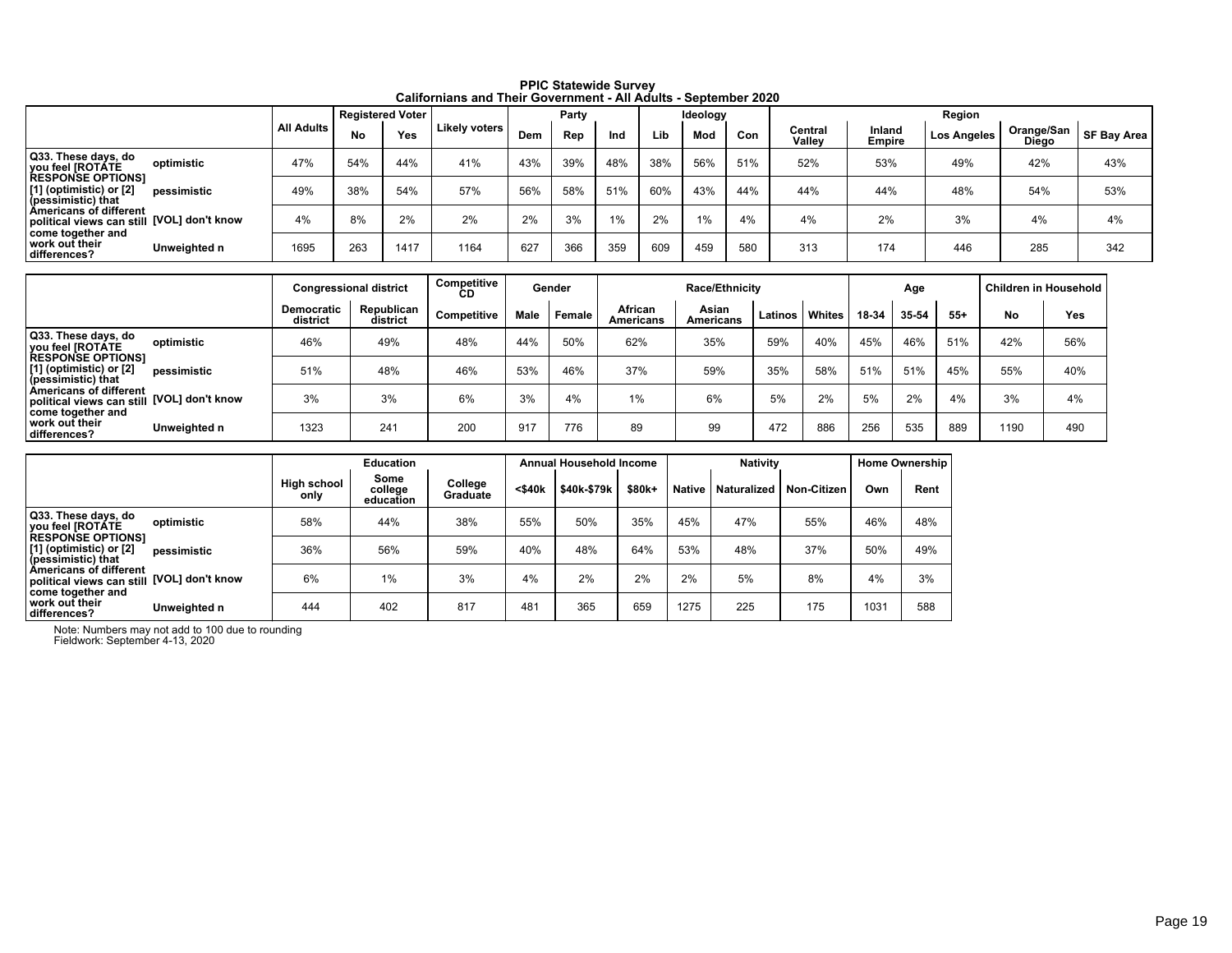**PPIC Statewide Survey**
**Californians and Their Government - All Adults - September 2020**

| | | All Adults | Registered Voter | | Likely voters | Party | | | Ideology | | | Region | | | | |
|---|---|---|---|---|---|---|---|---|---|---|---|---|---|---|---|---|
| | | | No | Yes | | Dem | Rep | Ind | Lib | Mod | Con | Central Valley | Inland Empire | Los Angeles | Orange/San Diego | SF Bay Area |
| Q33. These days, do you feel [ROTATE RESPONSE OPTIONS] [1] (optimistic) or [2] (pessimistic) that Americans of different political views can still come together and work out their differences? | optimistic | 47% | 54% | 44% | 41% | 43% | 39% | 48% | 38% | 56% | 51% | 52% | 53% | 49% | 42% | 43% |
| | pessimistic | 49% | 38% | 54% | 57% | 56% | 58% | 51% | 60% | 43% | 44% | 44% | 44% | 48% | 54% | 53% |
| | [VOL] don't know | 4% | 8% | 2% | 2% | 2% | 3% | 1% | 2% | 1% | 4% | 4% | 2% | 3% | 4% | 4% |
| | Unweighted n | 1695 | 263 | 1417 | 1164 | 627 | 366 | 359 | 609 | 459 | 580 | 313 | 174 | 446 | 285 | 342 |

| | | Congressional district | | Competitive CD | Gender | | Race/Ethnicity | | | | Age | | | Children in Household | |
|---|---|---|---|---|---|---|---|---|---|---|---|---|---|---|---|
| | | Democratic district | Republican district | Competitive | Male | Female | African Americans | Asian Americans | Latinos | Whites | 18-34 | 35-54 | 55+ | No | Yes |
| Q33. These days, do you feel [ROTATE RESPONSE OPTIONS] [1] (optimistic) or [2] (pessimistic) that Americans of different political views can still come together and work out their differences? | optimistic | 46% | 49% | 48% | 44% | 50% | 62% | 35% | 59% | 40% | 45% | 46% | 51% | 42% | 56% |
| | pessimistic | 51% | 48% | 46% | 53% | 46% | 37% | 59% | 35% | 58% | 51% | 51% | 45% | 55% | 40% |
| | [VOL] don't know | 3% | 3% | 6% | 3% | 4% | 1% | 6% | 5% | 2% | 5% | 2% | 4% | 3% | 4% |
| | Unweighted n | 1323 | 241 | 200 | 917 | 776 | 89 | 99 | 472 | 886 | 256 | 535 | 889 | 1190 | 490 |

| | | Education | | | Annual Household Income | | | Nativity | | | Home Ownership | |
|---|---|---|---|---|---|---|---|---|---|---|---|---|
| | | High school only | Some college education | College Graduate | <$40k | $40k-$79k | $80k+ | Native | Naturalized | Non-Citizen | Own | Rent |
| Q33. These days, do you feel [ROTATE RESPONSE OPTIONS] [1] (optimistic) or [2] (pessimistic) that Americans of different political views can still come together and work out their differences? | optimistic | 58% | 44% | 38% | 55% | 50% | 35% | 45% | 47% | 55% | 46% | 48% |
| | pessimistic | 36% | 56% | 59% | 40% | 48% | 64% | 53% | 48% | 37% | 50% | 49% |
| | [VOL] don't know | 6% | 1% | 3% | 4% | 2% | 2% | 2% | 5% | 8% | 4% | 3% |
| | Unweighted n | 444 | 402 | 817 | 481 | 365 | 659 | 1275 | 225 | 175 | 1031 | 588 |

Note: Numbers may not add to 100 due to rounding
Fieldwork: September 4-13, 2020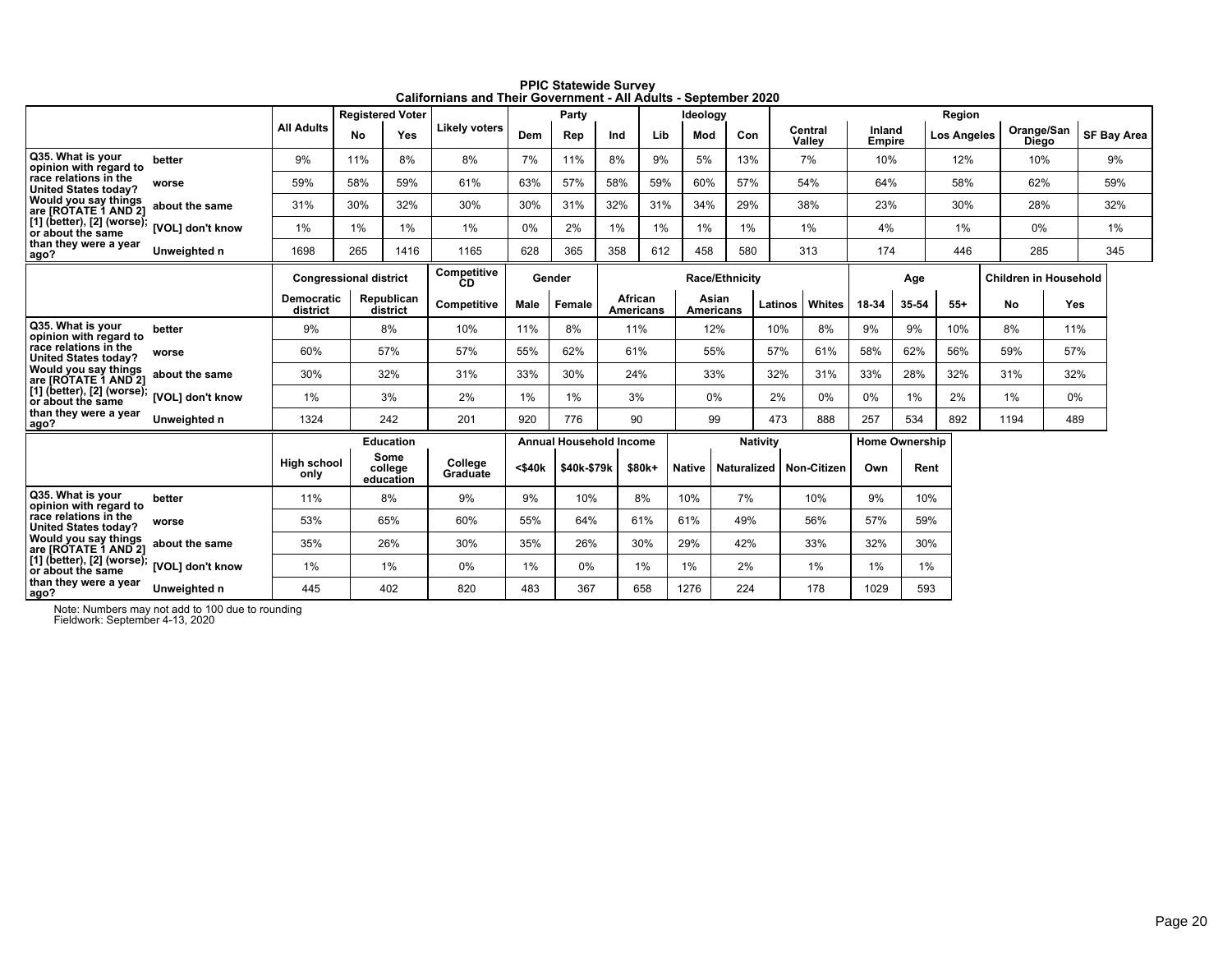# PPIC Statewide Survey
## Californians and Their Government - All Adults - September 2020

| | | All Adults | Registered Voter | | Likely voters | Party | | | Ideology | | | Region | | | | |
|---|---|---|---|---|---|---|---|---|---|---|---|---|---|---|---|---|
| | | | No | Yes | | Dem | Rep | Ind | Lib | Mod | Con | Central Valley | Inland Empire | Los Angeles | Orange/San Diego | SF Bay Area |
| Q35. What is your opinion with regard to race relations in the United States today? Would you say things are [ROTATE 1 AND 2] [1] (better), [2] (worse); or about the same than they were a year ago? | better | 9% | 11% | 8% | 8% | 7% | 11% | 8% | 9% | 5% | 13% | 7% | 10% | 12% | 10% | 9% |
| | worse | 59% | 58% | 59% | 61% | 63% | 57% | 58% | 59% | 60% | 57% | 54% | 64% | 58% | 62% | 59% |
| | about the same | 31% | 30% | 32% | 30% | 30% | 31% | 32% | 31% | 34% | 29% | 38% | 23% | 30% | 28% | 32% |
| | [VOL] don't know | 1% | 1% | 1% | 1% | 0% | 2% | 1% | 1% | 1% | 1% | 1% | 4% | 1% | 0% | 1% |
| | Unweighted n | 1698 | 265 | 1416 | 1165 | 628 | 365 | 358 | 612 | 458 | 580 | 313 | 174 | 446 | 285 | 345 |

| | | Congressional district | | Competitive CD | Gender | | Race/Ethnicity | | | | Age | | | Children in Household | |
|---|---|---|---|---|---|---|---|---|---|---|---|---|---|---|---|
| | | Democratic district | Republican district | Competitive | Male | Female | African Americans | Asian Americans | Latinos | Whites | 18-34 | 35-54 | 55+ | No | Yes |
| Q35. What is your opinion with regard to race relations in the United States today? Would you say things are [ROTATE 1 AND 2] [1] (better), [2] (worse); or about the same than they were a year ago? | better | 9% | 8% | 10% | 11% | 8% | 11% | 12% | 10% | 8% | 9% | 9% | 10% | 8% | 11% |
| | worse | 60% | 57% | 57% | 55% | 62% | 61% | 55% | 57% | 61% | 58% | 62% | 56% | 59% | 57% |
| | about the same | 30% | 32% | 31% | 33% | 30% | 24% | 33% | 32% | 31% | 33% | 28% | 32% | 31% | 32% |
| | [VOL] don't know | 1% | 3% | 2% | 1% | 1% | 3% | 0% | 2% | 0% | 0% | 1% | 2% | 1% | 0% |
| | Unweighted n | 1324 | 242 | 201 | 920 | 776 | 90 | 99 | 473 | 888 | 257 | 534 | 892 | 1194 | 489 |

| | | Education | | | Annual Household Income | | | Nativity | | | Home Ownership | |
|---|---|---|---|---|---|---|---|---|---|---|---|---|
| | | High school only | Some college education | College Graduate | <$40k | $40k-$79k | $80k+ | Native | Naturalized | Non-Citizen | Own | Rent |
| Q35. What is your opinion with regard to race relations in the United States today? Would you say things are [ROTATE 1 AND 2] [1] (better), [2] (worse); or about the same than they were a year ago? | better | 11% | 8% | 9% | 9% | 10% | 8% | 10% | 7% | 10% | 9% | 10% |
| | worse | 53% | 65% | 60% | 55% | 64% | 61% | 61% | 49% | 56% | 57% | 59% |
| | about the same | 35% | 26% | 30% | 35% | 26% | 30% | 29% | 42% | 33% | 32% | 30% |
| | [VOL] don't know | 1% | 1% | 0% | 1% | 0% | 1% | 1% | 2% | 1% | 1% | 1% |
| | Unweighted n | 445 | 402 | 820 | 483 | 367 | 658 | 1276 | 224 | 178 | 1029 | 593 |

Note: Numbers may not add to 100 due to rounding
Fieldwork: September 4-13, 2020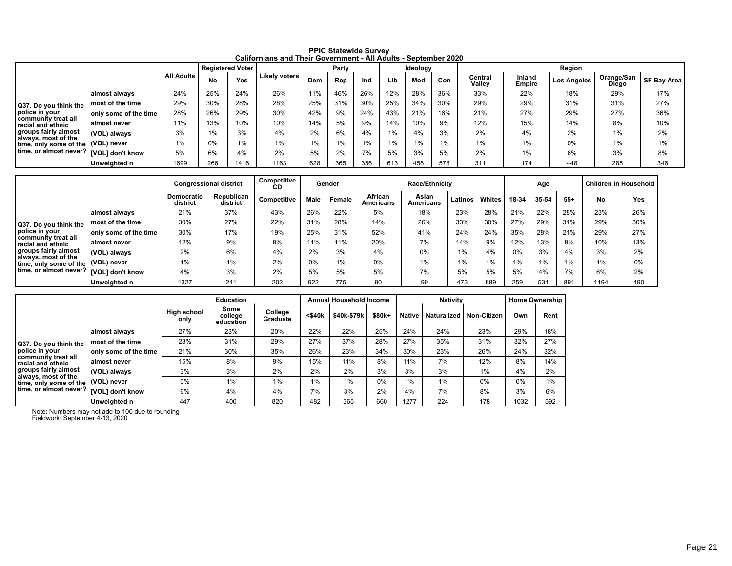# PPIC Statewide Survey
## Californians and Their Government - All Adults - September 2020

| | | All Adults | Registered Voter | | Likely voters | Party | | | Ideology | | | Region | | | | |
|---|---|---|---|---|---|---|---|---|---|---|---|---|---|---|---|---|
| | | | No | Yes | | Dem | Rep | Ind | Lib | Mod | Con | Central Valley | Inland Empire | Los Angeles | Orange/San Diego | SF Bay Area |
| Q37. Do you think the police in your community treat all racial and ethnic groups fairly almost always, most of the time, only some of the time, or almost never? | almost always | 24% | 25% | 24% | 26% | 11% | 46% | 26% | 12% | 28% | 36% | 33% | 22% | 18% | 29% | 17% |
| | most of the time | 29% | 30% | 28% | 28% | 25% | 31% | 30% | 25% | 34% | 30% | 29% | 29% | 31% | 31% | 27% |
| | only some of the time | 28% | 26% | 29% | 30% | 42% | 9% | 24% | 43% | 21% | 16% | 21% | 27% | 29% | 27% | 36% |
| | almost never | 11% | 13% | 10% | 10% | 14% | 5% | 9% | 14% | 10% | 9% | 12% | 15% | 14% | 8% | 10% |
| | (VOL) always | 3% | 1% | 3% | 4% | 2% | 6% | 4% | 1% | 4% | 3% | 2% | 4% | 2% | 1% | 2% |
| | (VOL) never | 1% | 0% | 1% | 1% | 1% | 1% | 1% | 1% | 1% | 1% | 1% | 1% | 0% | 1% | 1% |
| | [VOL] don't know | 5% | 6% | 4% | 2% | 5% | 2% | 7% | 5% | 3% | 5% | 2% | 1% | 6% | 3% | 8% |
| | Unweighted n | 1699 | 266 | 1416 | 1163 | 628 | 365 | 356 | 613 | 458 | 578 | 311 | 174 | 448 | 285 | 346 |

| | | Congressional district | | Competitive CD | Gender | | Race/Ethnicity | | | | Age | | | Children in Household | |
|---|---|---|---|---|---|---|---|---|---|---|---|---|---|---|---|
| | | Democratic district | Republican district | Competitive | Male | Female | African Americans | Asian Americans | Latinos | Whites | 18-34 | 35-54 | 55+ | No | Yes |
| Q37. Do you think the police in your community treat all racial and ethnic groups fairly almost always, most of the time, only some of the time, or almost never? | almost always | 21% | 37% | 43% | 26% | 22% | 5% | 18% | 23% | 28% | 21% | 22% | 28% | 23% | 26% |
| | most of the time | 30% | 27% | 22% | 31% | 28% | 14% | 26% | 33% | 30% | 27% | 29% | 31% | 29% | 30% |
| | only some of the time | 30% | 17% | 19% | 25% | 31% | 52% | 41% | 24% | 24% | 35% | 28% | 21% | 29% | 27% |
| | almost never | 12% | 9% | 8% | 11% | 11% | 20% | 7% | 14% | 9% | 12% | 13% | 8% | 10% | 13% |
| | (VOL) always | 2% | 6% | 4% | 2% | 3% | 4% | 0% | 1% | 4% | 0% | 3% | 4% | 3% | 2% |
| | (VOL) never | 1% | 1% | 2% | 0% | 1% | 0% | 1% | 1% | 1% | 1% | 1% | 1% | 1% | 0% |
| | [VOL] don't know | 4% | 3% | 2% | 5% | 5% | 5% | 7% | 5% | 5% | 5% | 4% | 7% | 6% | 2% |
| | Unweighted n | 1327 | 241 | 202 | 922 | 775 | 90 | 99 | 473 | 889 | 259 | 534 | 891 | 1194 | 490 |

| | | Education | | | Annual Household Income | | | Nativity | | | Home Ownership | |
|---|---|---|---|---|---|---|---|---|---|---|---|---|
| | | High school only | Some college education | College Graduate | <$40k | $40k-$79k | $80k+ | Native | Naturalized | Non-Citizen | Own | Rent |
| Q37. Do you think the police in your community treat all racial and ethnic groups fairly almost always, most of the time, only some of the time, or almost never? | almost always | 27% | 23% | 20% | 22% | 22% | 25% | 24% | 24% | 23% | 29% | 18% |
| | most of the time | 28% | 31% | 29% | 27% | 37% | 28% | 27% | 35% | 31% | 32% | 27% |
| | only some of the time | 21% | 30% | 35% | 26% | 23% | 34% | 30% | 23% | 26% | 24% | 32% |
| | almost never | 15% | 8% | 9% | 15% | 11% | 8% | 11% | 7% | 12% | 8% | 14% |
| | (VOL) always | 3% | 3% | 2% | 2% | 2% | 3% | 3% | 3% | 1% | 4% | 2% |
| | (VOL) never | 0% | 1% | 1% | 1% | 1% | 0% | 1% | 1% | 0% | 0% | 1% |
| | [VOL] don't know | 6% | 4% | 4% | 7% | 3% | 2% | 4% | 7% | 8% | 3% | 6% |
| | Unweighted n | 447 | 400 | 820 | 482 | 365 | 660 | 1277 | 224 | 178 | 1032 | 592 |

Note: Numbers may not add to 100 due to rounding
Fieldwork: September 4-13, 2020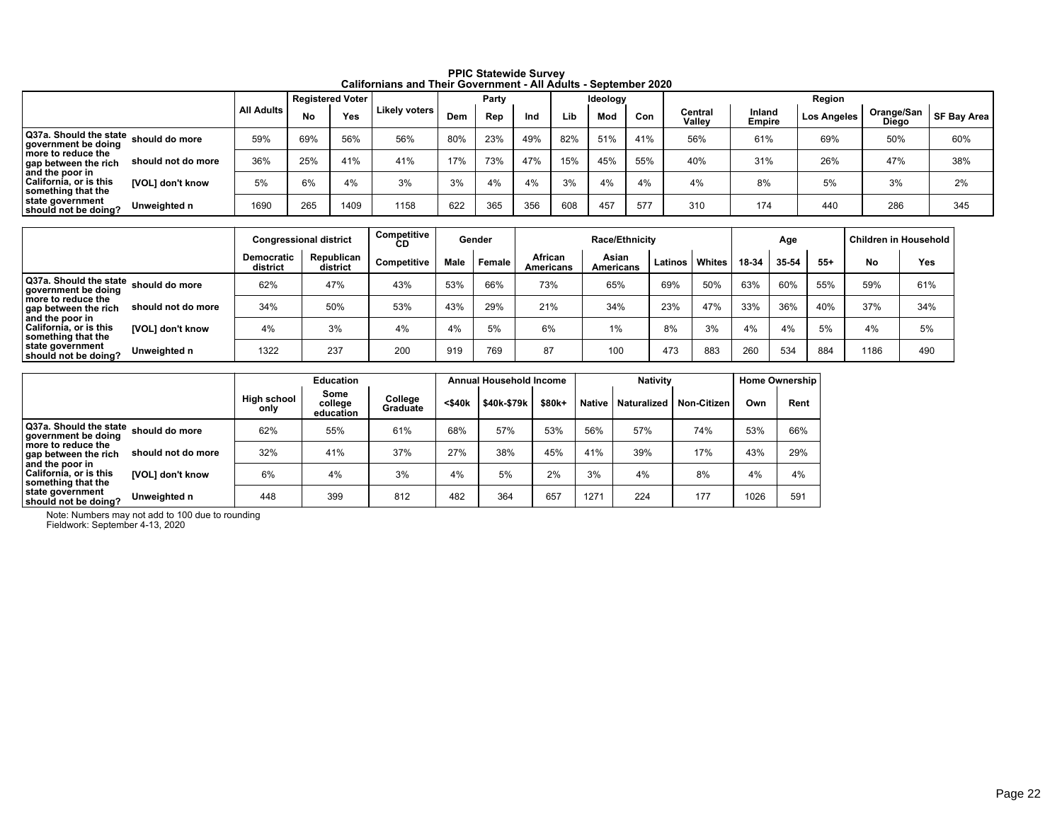# PPIC Statewide Survey
## Californians and Their Government - All Adults - September 2020

| | | All Adults | Registered Voter | | Likely voters | Party | | | Ideology | | | Region | | | | |
|---|---|---|---|---|---|---|---|---|---|---|---|---|---|---|---|---|
| | | | No | Yes | | Dem | Rep | Ind | Lib | Mod | Con | Central Valley | Inland Empire | Los Angeles | Orange/San Diego | SF Bay Area |
| Q37a. Should the state government be doing more to reduce the gap between the rich and the poor in California, or is this something that the state government should not be doing? | should do more | 59% | 69% | 56% | 56% | 80% | 23% | 49% | 82% | 51% | 41% | 56% | 61% | 69% | 50% | 60% |
| | should not do more | 36% | 25% | 41% | 41% | 17% | 73% | 47% | 15% | 45% | 55% | 40% | 31% | 26% | 47% | 38% |
| | [VOL] don't know | 5% | 6% | 4% | 3% | 3% | 4% | 4% | 3% | 4% | 4% | 4% | 8% | 5% | 3% | 2% |
| | Unweighted n | 1690 | 265 | 1409 | 1158 | 622 | 365 | 356 | 608 | 457 | 577 | 310 | 174 | 440 | 286 | 345 |

| | | Congressional district | | Competitive CD | Gender | | Race/Ethnicity | | | | Age | | | Children in Household | |
|---|---|---|---|---|---|---|---|---|---|---|---|---|---|---|---|
| | | Democratic district | Republican district | Competitive | Male | Female | African Americans | Asian Americans | Latinos | Whites | 18-34 | 35-54 | 55+ | No | Yes |
| Q37a. Should the state government be doing more to reduce the gap between the rich and the poor in California, or is this something that the state government should not be doing? | should do more | 62% | 47% | 43% | 53% | 66% | 73% | 65% | 69% | 50% | 63% | 60% | 55% | 59% | 61% |
| | should not do more | 34% | 50% | 53% | 43% | 29% | 21% | 34% | 23% | 47% | 33% | 36% | 40% | 37% | 34% |
| | [VOL] don't know | 4% | 3% | 4% | 4% | 5% | 6% | 1% | 8% | 3% | 4% | 4% | 5% | 4% | 5% |
| | Unweighted n | 1322 | 237 | 200 | 919 | 769 | 87 | 100 | 473 | 883 | 260 | 534 | 884 | 1186 | 490 |

| | | Education | | | Annual Household Income | | | Nativity | | | Home Ownership | |
|---|---|---|---|---|---|---|---|---|---|---|---|---|
| | | High school only | Some college education | College Graduate | <$40k | $40k-$79k | $80k+ | Native | Naturalized | Non-Citizen | Own | Rent |
| Q37a. Should the state government be doing more to reduce the gap between the rich and the poor in California, or is this something that the state government should not be doing? | should do more | 62% | 55% | 61% | 68% | 57% | 53% | 56% | 57% | 74% | 53% | 66% |
| | should not do more | 32% | 41% | 37% | 27% | 38% | 45% | 41% | 39% | 17% | 43% | 29% |
| | [VOL] don't know | 6% | 4% | 3% | 4% | 5% | 2% | 3% | 4% | 8% | 4% | 4% |
| | Unweighted n | 448 | 399 | 812 | 482 | 364 | 657 | 1271 | 224 | 177 | 1026 | 591 |

Note: Numbers may not add to 100 due to rounding
Fieldwork: September 4-13, 2020